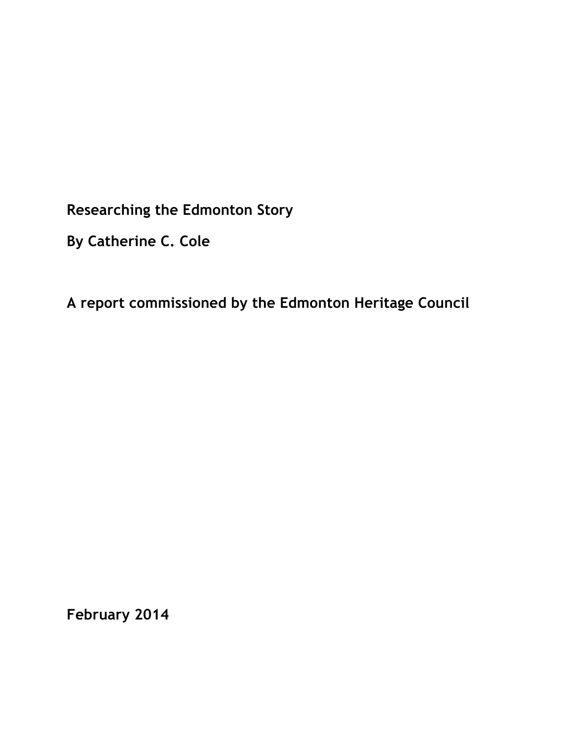# Researching the Edmonton Story

**By Catherine C. Cole**

**A report commissioned by the Edmonton Heritage Council**

**February 2014**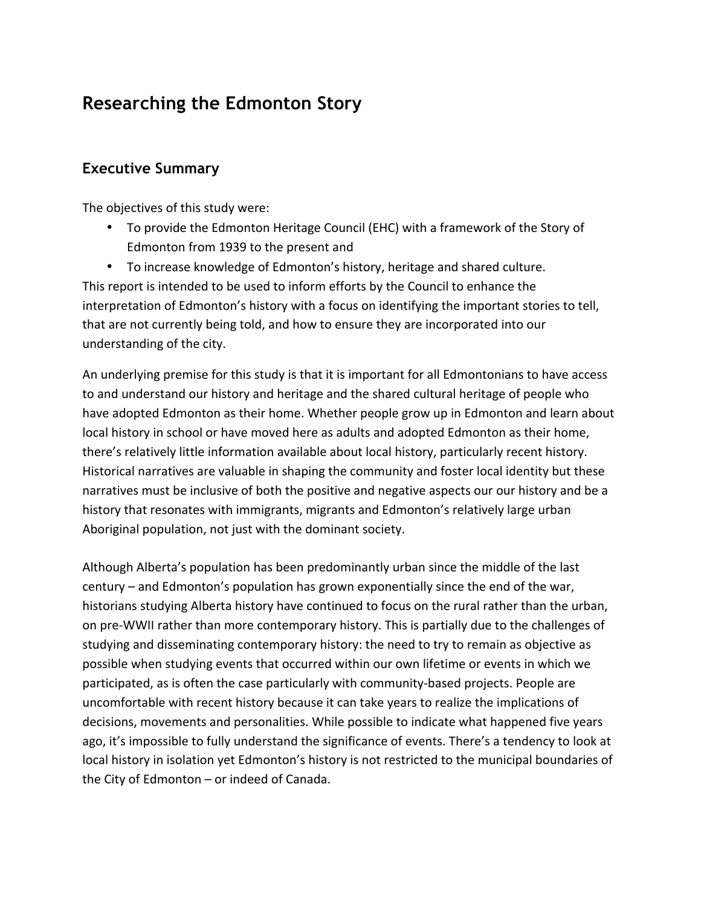# Researching the Edmonton Story

## Executive Summary

The objectives of this study were:

- To provide the Edmonton Heritage Council (EHC) with a framework of the Story of Edmonton from 1939 to the present and
- To increase knowledge of Edmonton's history, heritage and shared culture.

This report is intended to be used to inform efforts by the Council to enhance the interpretation of Edmonton's history with a focus on identifying the important stories to tell, that are not currently being told, and how to ensure they are incorporated into our understanding of the city.

An underlying premise for this study is that it is important for all Edmontonians to have access to and understand our history and heritage and the shared cultural heritage of people who have adopted Edmonton as their home. Whether people grow up in Edmonton and learn about local history in school or have moved here as adults and adopted Edmonton as their home, there's relatively little information available about local history, particularly recent history. Historical narratives are valuable in shaping the community and foster local identity but these narratives must be inclusive of both the positive and negative aspects our our history and be a history that resonates with immigrants, migrants and Edmonton's relatively large urban Aboriginal population, not just with the dominant society.

Although Alberta's population has been predominantly urban since the middle of the last century – and Edmonton's population has grown exponentially since the end of the war, historians studying Alberta history have continued to focus on the rural rather than the urban, on pre-WWII rather than more contemporary history. This is partially due to the challenges of studying and disseminating contemporary history: the need to try to remain as objective as possible when studying events that occurred within our own lifetime or events in which we participated, as is often the case particularly with community-based projects. People are uncomfortable with recent history because it can take years to realize the implications of decisions, movements and personalities. While possible to indicate what happened five years ago, it's impossible to fully understand the significance of events. There's a tendency to look at local history in isolation yet Edmonton's history is not restricted to the municipal boundaries of the City of Edmonton – or indeed of Canada.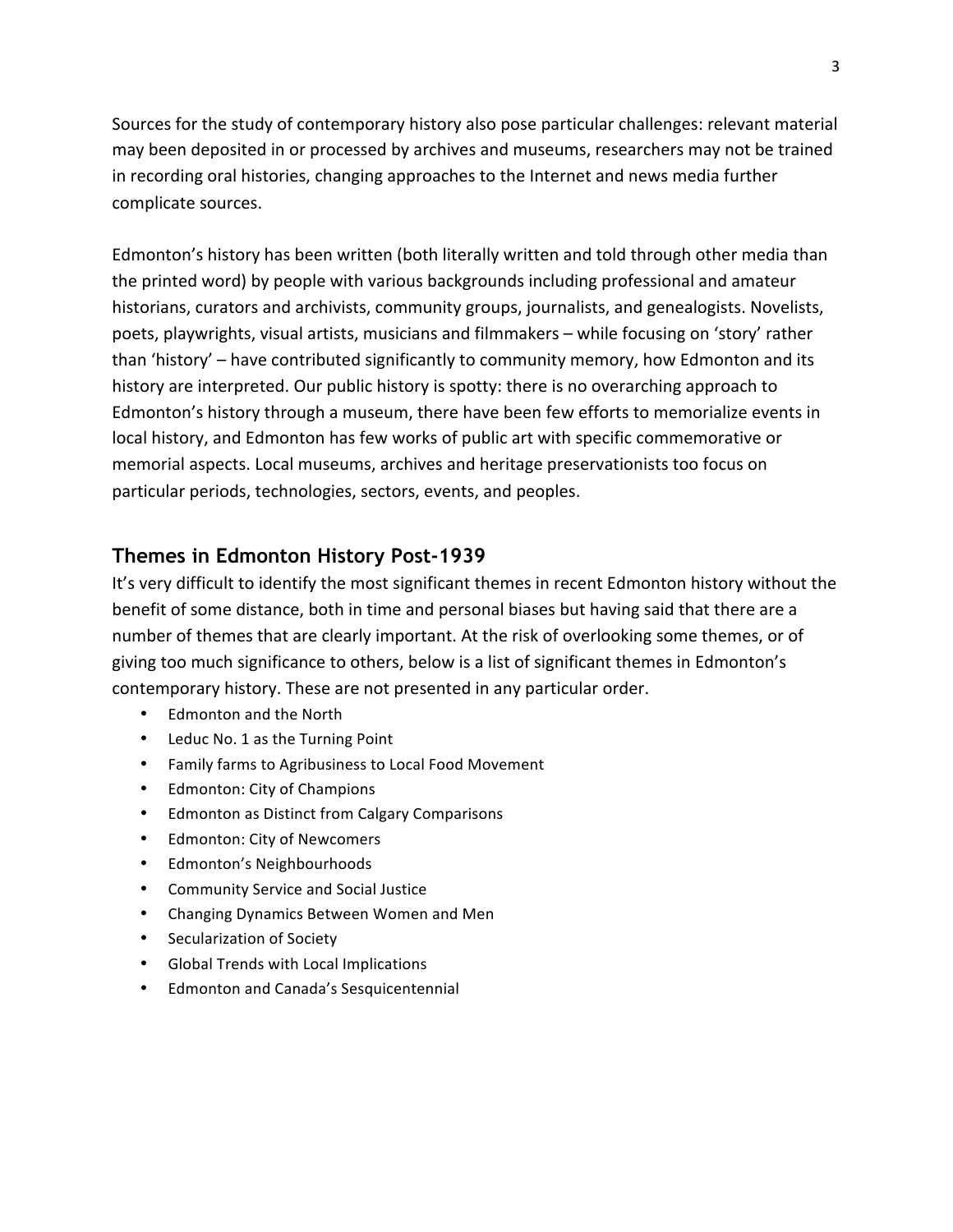Sources for the study of contemporary history also pose particular challenges: relevant material may been deposited in or processed by archives and museums, researchers may not be trained in recording oral histories, changing approaches to the Internet and news media further complicate sources.

Edmonton's history has been written (both literally written and told through other media than the printed word) by people with various backgrounds including professional and amateur historians, curators and archivists, community groups, journalists, and genealogists. Novelists, poets, playwrights, visual artists, musicians and filmmakers – while focusing on 'story' rather than 'history' – have contributed significantly to community memory, how Edmonton and its history are interpreted. Our public history is spotty: there is no overarching approach to Edmonton's history through a museum, there have been few efforts to memorialize events in local history, and Edmonton has few works of public art with specific commemorative or memorial aspects. Local museums, archives and heritage preservationists too focus on particular periods, technologies, sectors, events, and peoples.

## Themes in Edmonton History Post-1939

It's very difficult to identify the most significant themes in recent Edmonton history without the benefit of some distance, both in time and personal biases but having said that there are a number of themes that are clearly important. At the risk of overlooking some themes, or of giving too much significance to others, below is a list of significant themes in Edmonton's contemporary history. These are not presented in any particular order.

- Edmonton and the North
- Leduc No. 1 as the Turning Point
- Family farms to Agribusiness to Local Food Movement
- Edmonton: City of Champions
- Edmonton as Distinct from Calgary Comparisons
- Edmonton: City of Newcomers
- Edmonton's Neighbourhoods
- Community Service and Social Justice
- Changing Dynamics Between Women and Men
- Secularization of Society
- Global Trends with Local Implications
- Edmonton and Canada's Sesquicentennial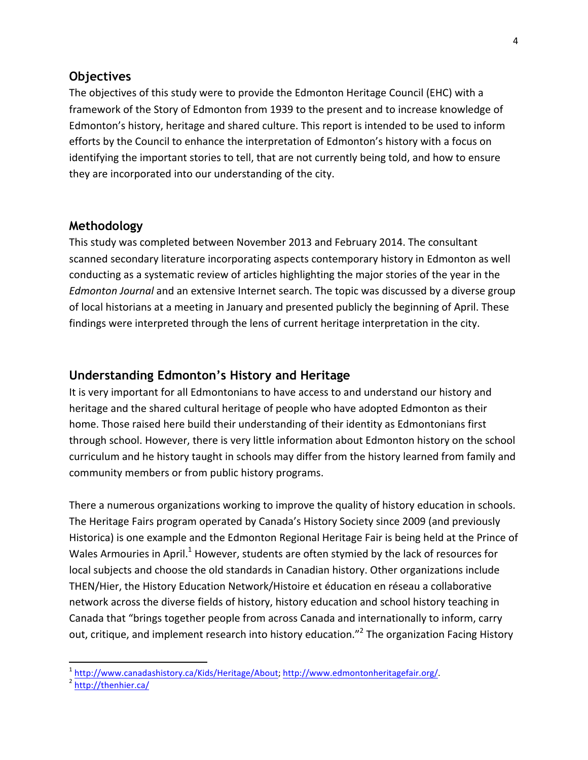## Objectives

The objectives of this study were to provide the Edmonton Heritage Council (EHC) with a framework of the Story of Edmonton from 1939 to the present and to increase knowledge of Edmonton's history, heritage and shared culture. This report is intended to be used to inform efforts by the Council to enhance the interpretation of Edmonton's history with a focus on identifying the important stories to tell, that are not currently being told, and how to ensure they are incorporated into our understanding of the city.

## Methodology

This study was completed between November 2013 and February 2014. The consultant scanned secondary literature incorporating aspects contemporary history in Edmonton as well conducting as a systematic review of articles highlighting the major stories of the year in the *Edmonton Journal* and an extensive Internet search. The topic was discussed by a diverse group of local historians at a meeting in January and presented publicly the beginning of April. These findings were interpreted through the lens of current heritage interpretation in the city.

## Understanding Edmonton's History and Heritage

It is very important for all Edmontonians to have access to and understand our history and heritage and the shared cultural heritage of people who have adopted Edmonton as their home. Those raised here build their understanding of their identity as Edmontonians first through school. However, there is very little information about Edmonton history on the school curriculum and he history taught in schools may differ from the history learned from family and community members or from public history programs.

There a numerous organizations working to improve the quality of history education in schools. The Heritage Fairs program operated by Canada's History Society since 2009 (and previously Historica) is one example and the Edmonton Regional Heritage Fair is being held at the Prince of Wales Armouries in April.[1] However, students are often stymied by the lack of resources for local subjects and choose the old standards in Canadian history. Other organizations include THEN/Hier, the History Education Network/Histoire et éducation en réseau a collaborative network across the diverse fields of history, history education and school history teaching in Canada that "brings together people from across Canada and internationally to inform, carry out, critique, and implement research into history education."[2] The organization Facing History

[1] http://www.canadashistory.ca/Kids/Heritage/About; http://www.edmontonheritagefair.org/.

[2] http://thenhier.ca/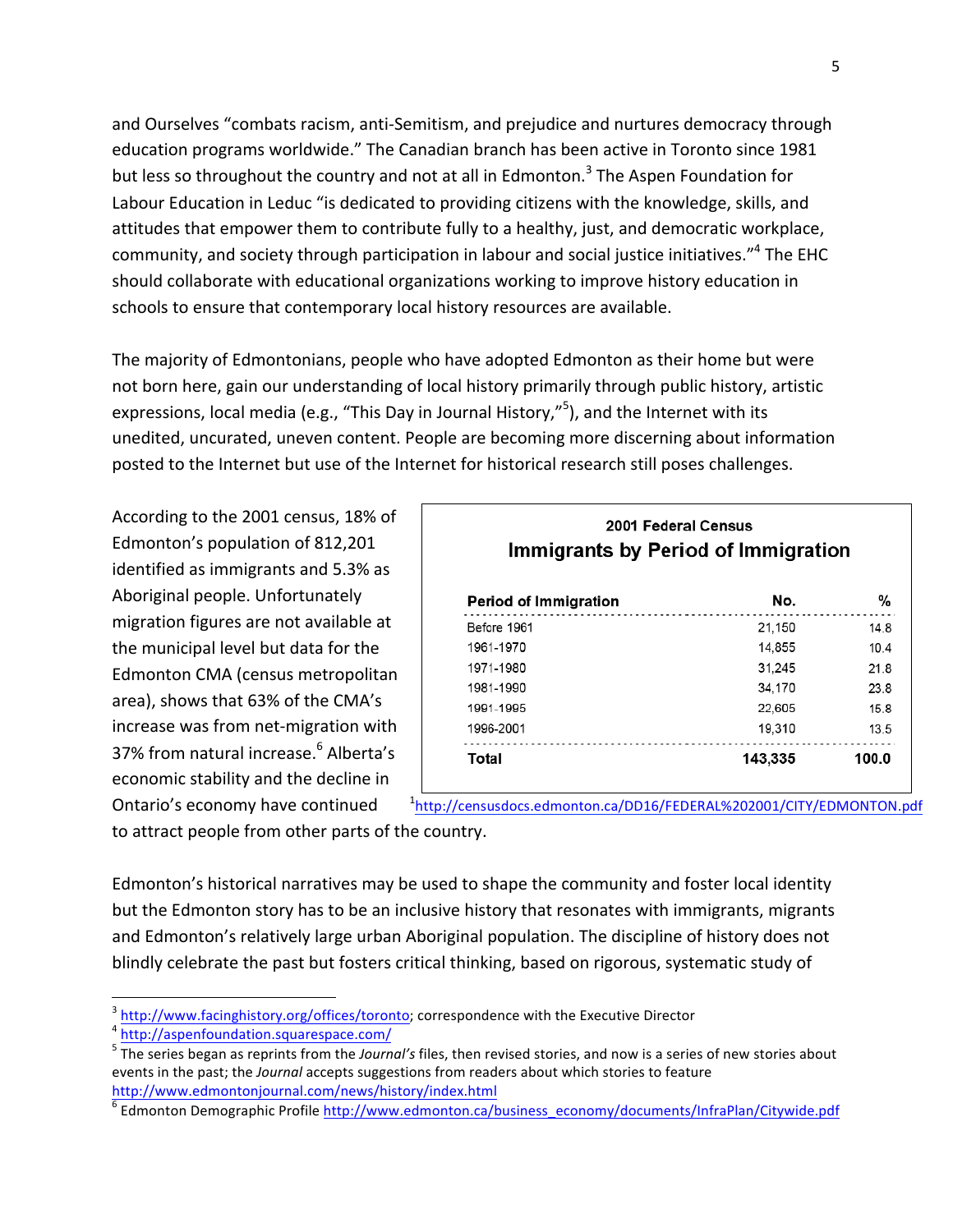and Ourselves "combats racism, anti-Semitism, and prejudice and nurtures democracy through education programs worldwide." The Canadian branch has been active in Toronto since 1981 but less so throughout the country and not at all in Edmonton.[3] The Aspen Foundation for Labour Education in Leduc "is dedicated to providing citizens with the knowledge, skills, and attitudes that empower them to contribute fully to a healthy, just, and democratic workplace, community, and society through participation in labour and social justice initiatives."[4] The EHC should collaborate with educational organizations working to improve history education in schools to ensure that contemporary local history resources are available.

The majority of Edmontonians, people who have adopted Edmonton as their home but were not born here, gain our understanding of local history primarily through public history, artistic expressions, local media (e.g., "This Day in Journal History,"[5]), and the Internet with its unedited, uncurated, uneven content. People are becoming more discerning about information posted to the Internet but use of the Internet for historical research still poses challenges.

According to the 2001 census, 18% of Edmonton's population of 812,201 identified as immigrants and 5.3% as Aboriginal people. Unfortunately migration figures are not available at the municipal level but data for the Edmonton CMA (census metropolitan area), shows that 63% of the CMA's increase was from net-migration with 37% from natural increase.[6] Alberta's economic stability and the decline in Ontario's economy have continued to attract people from other parts of the country.

**2001 Federal Census**

**Immigrants by Period of Immigration**

| Period of Immigration | No. | % |
|---|---|---|
| Before 1961 | 21,150 | 14.8 |
| 1961-1970 | 14,855 | 10.4 |
| 1971-1980 | 31,245 | 21.8 |
| 1981-1990 | 34,170 | 23.8 |
| 1991-1995 | 22,605 | 15.8 |
| 1996-2001 | 19,310 | 13.5 |
| **Total** | **143,335** | **100.0** |

[1]http://censusdocs.edmonton.ca/DD16/FEDERAL%202001/CITY/EDMONTON.pdf

Edmonton's historical narratives may be used to shape the community and foster local identity but the Edmonton story has to be an inclusive history that resonates with immigrants, migrants and Edmonton's relatively large urban Aboriginal population. The discipline of history does not blindly celebrate the past but fosters critical thinking, based on rigorous, systematic study of

---

[3] http://www.facinghistory.org/offices/toronto; correspondence with the Executive Director

[4] http://aspenfoundation.squarespace.com/

[5] The series began as reprints from the *Journal's* files, then revised stories, and now is a series of new stories about events in the past; the *Journal* accepts suggestions from readers about which stories to feature http://www.edmontonjournal.com/news/history/index.html

[6] Edmonton Demographic Profile http://www.edmonton.ca/business_economy/documents/InfraPlan/Citywide.pdf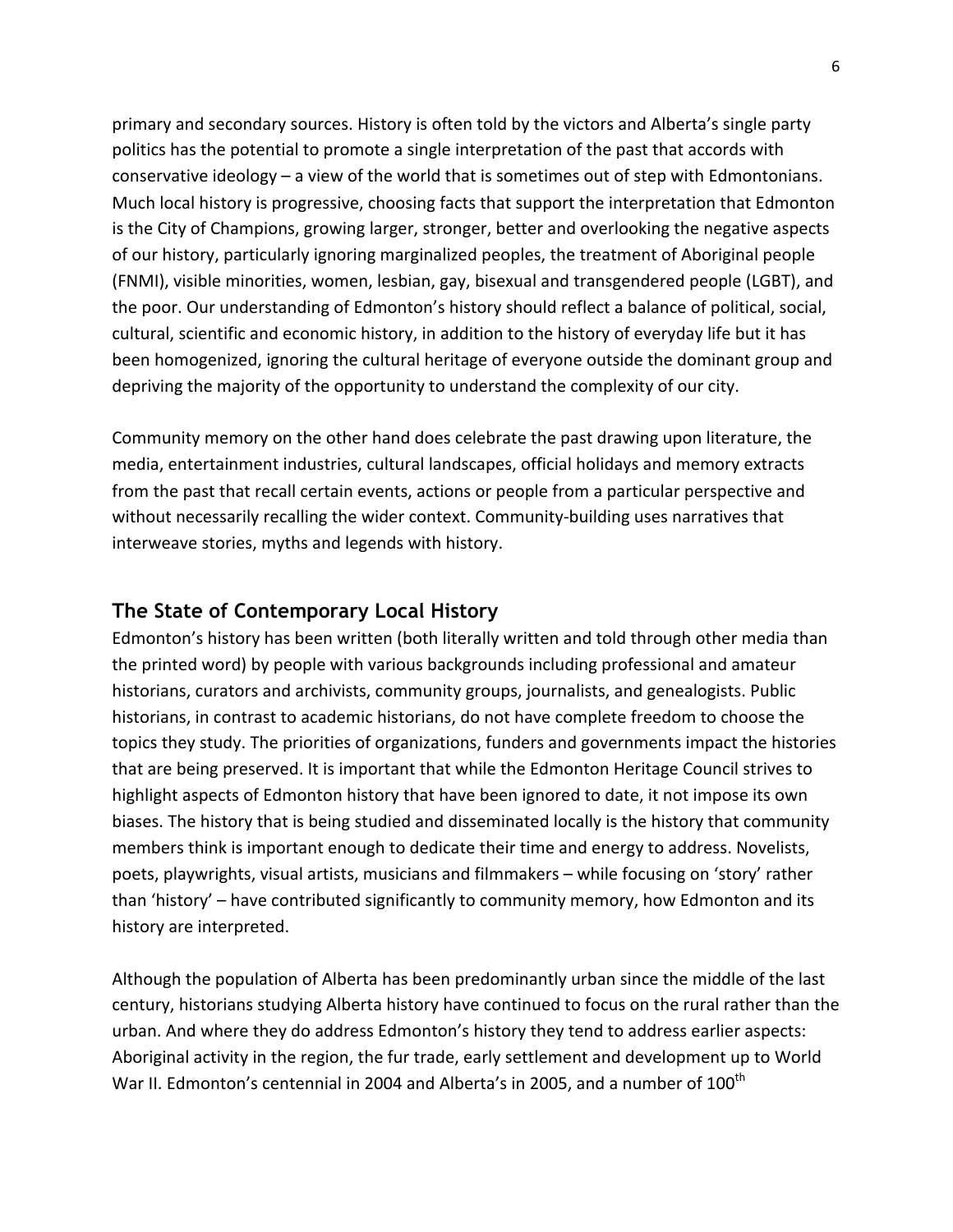primary and secondary sources. History is often told by the victors and Alberta's single party politics has the potential to promote a single interpretation of the past that accords with conservative ideology – a view of the world that is sometimes out of step with Edmontonians. Much local history is progressive, choosing facts that support the interpretation that Edmonton is the City of Champions, growing larger, stronger, better and overlooking the negative aspects of our history, particularly ignoring marginalized peoples, the treatment of Aboriginal people (FNMI), visible minorities, women, lesbian, gay, bisexual and transgendered people (LGBT), and the poor. Our understanding of Edmonton's history should reflect a balance of political, social, cultural, scientific and economic history, in addition to the history of everyday life but it has been homogenized, ignoring the cultural heritage of everyone outside the dominant group and depriving the majority of the opportunity to understand the complexity of our city.

Community memory on the other hand does celebrate the past drawing upon literature, the media, entertainment industries, cultural landscapes, official holidays and memory extracts from the past that recall certain events, actions or people from a particular perspective and without necessarily recalling the wider context. Community-building uses narratives that interweave stories, myths and legends with history.

## The State of Contemporary Local History

Edmonton's history has been written (both literally written and told through other media than the printed word) by people with various backgrounds including professional and amateur historians, curators and archivists, community groups, journalists, and genealogists. Public historians, in contrast to academic historians, do not have complete freedom to choose the topics they study. The priorities of organizations, funders and governments impact the histories that are being preserved. It is important that while the Edmonton Heritage Council strives to highlight aspects of Edmonton history that have been ignored to date, it not impose its own biases. The history that is being studied and disseminated locally is the history that community members think is important enough to dedicate their time and energy to address. Novelists, poets, playwrights, visual artists, musicians and filmmakers – while focusing on 'story' rather than 'history' – have contributed significantly to community memory, how Edmonton and its history are interpreted.

Although the population of Alberta has been predominantly urban since the middle of the last century, historians studying Alberta history have continued to focus on the rural rather than the urban. And where they do address Edmonton's history they tend to address earlier aspects: Aboriginal activity in the region, the fur trade, early settlement and development up to World War II. Edmonton's centennial in 2004 and Alberta's in 2005, and a number of 100th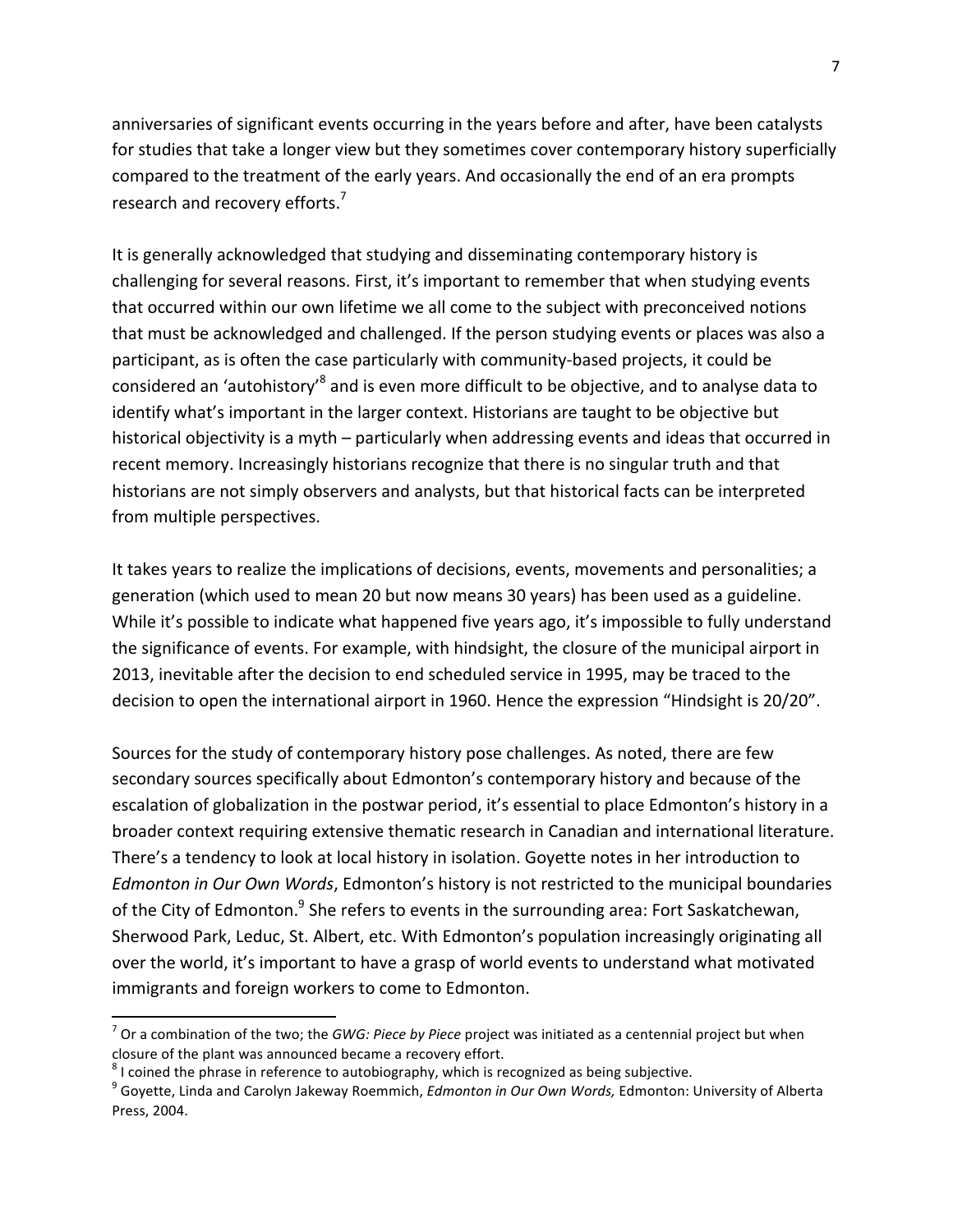anniversaries of significant events occurring in the years before and after, have been catalysts for studies that take a longer view but they sometimes cover contemporary history superficially compared to the treatment of the early years. And occasionally the end of an era prompts research and recovery efforts.[7]

It is generally acknowledged that studying and disseminating contemporary history is challenging for several reasons. First, it's important to remember that when studying events that occurred within our own lifetime we all come to the subject with preconceived notions that must be acknowledged and challenged. If the person studying events or places was also a participant, as is often the case particularly with community-based projects, it could be considered an 'autohistory'[8] and is even more difficult to be objective, and to analyse data to identify what's important in the larger context. Historians are taught to be objective but historical objectivity is a myth – particularly when addressing events and ideas that occurred in recent memory. Increasingly historians recognize that there is no singular truth and that historians are not simply observers and analysts, but that historical facts can be interpreted from multiple perspectives.

It takes years to realize the implications of decisions, events, movements and personalities; a generation (which used to mean 20 but now means 30 years) has been used as a guideline. While it's possible to indicate what happened five years ago, it's impossible to fully understand the significance of events. For example, with hindsight, the closure of the municipal airport in 2013, inevitable after the decision to end scheduled service in 1995, may be traced to the decision to open the international airport in 1960. Hence the expression "Hindsight is 20/20".

Sources for the study of contemporary history pose challenges. As noted, there are few secondary sources specifically about Edmonton's contemporary history and because of the escalation of globalization in the postwar period, it's essential to place Edmonton's history in a broader context requiring extensive thematic research in Canadian and international literature. There's a tendency to look at local history in isolation. Goyette notes in her introduction to *Edmonton in Our Own Words*, Edmonton's history is not restricted to the municipal boundaries of the City of Edmonton.[9] She refers to events in the surrounding area: Fort Saskatchewan, Sherwood Park, Leduc, St. Albert, etc. With Edmonton's population increasingly originating all over the world, it's important to have a grasp of world events to understand what motivated immigrants and foreign workers to come to Edmonton.

---

[7] Or a combination of the two; the *GWG: Piece by Piece* project was initiated as a centennial project but when closure of the plant was announced became a recovery effort.

[8] I coined the phrase in reference to autobiography, which is recognized as being subjective.

[9] Goyette, Linda and Carolyn Jakeway Roemmich, *Edmonton in Our Own Words,* Edmonton: University of Alberta Press, 2004.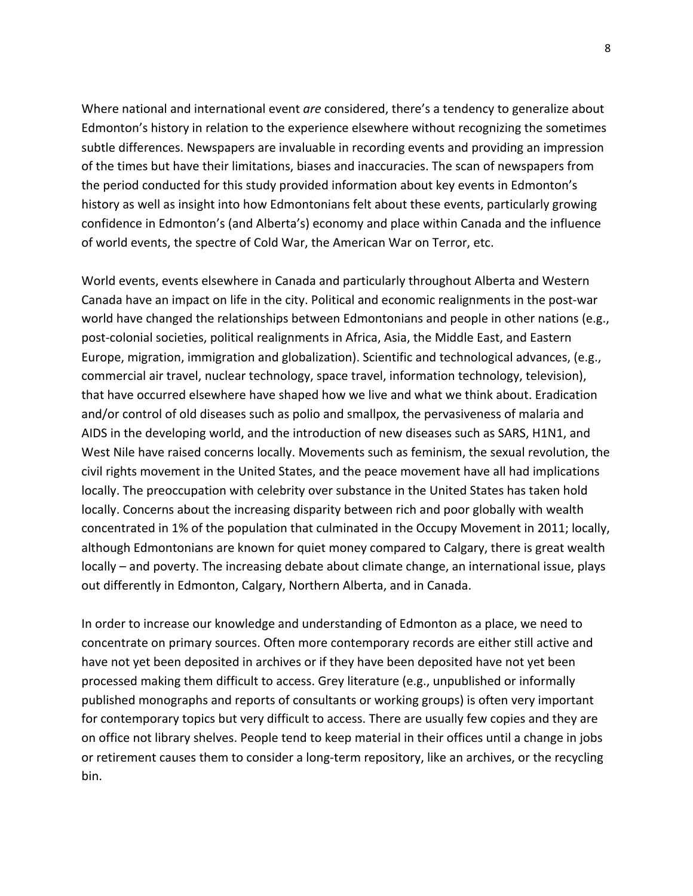Where national and international event *are* considered, there's a tendency to generalize about Edmonton's history in relation to the experience elsewhere without recognizing the sometimes subtle differences. Newspapers are invaluable in recording events and providing an impression of the times but have their limitations, biases and inaccuracies. The scan of newspapers from the period conducted for this study provided information about key events in Edmonton's history as well as insight into how Edmontonians felt about these events, particularly growing confidence in Edmonton's (and Alberta's) economy and place within Canada and the influence of world events, the spectre of Cold War, the American War on Terror, etc.

World events, events elsewhere in Canada and particularly throughout Alberta and Western Canada have an impact on life in the city. Political and economic realignments in the post-war world have changed the relationships between Edmontonians and people in other nations (e.g., post-colonial societies, political realignments in Africa, Asia, the Middle East, and Eastern Europe, migration, immigration and globalization). Scientific and technological advances, (e.g., commercial air travel, nuclear technology, space travel, information technology, television), that have occurred elsewhere have shaped how we live and what we think about. Eradication and/or control of old diseases such as polio and smallpox, the pervasiveness of malaria and AIDS in the developing world, and the introduction of new diseases such as SARS, H1N1, and West Nile have raised concerns locally. Movements such as feminism, the sexual revolution, the civil rights movement in the United States, and the peace movement have all had implications locally. The preoccupation with celebrity over substance in the United States has taken hold locally. Concerns about the increasing disparity between rich and poor globally with wealth concentrated in 1% of the population that culminated in the Occupy Movement in 2011; locally, although Edmontonians are known for quiet money compared to Calgary, there is great wealth locally – and poverty. The increasing debate about climate change, an international issue, plays out differently in Edmonton, Calgary, Northern Alberta, and in Canada.

In order to increase our knowledge and understanding of Edmonton as a place, we need to concentrate on primary sources. Often more contemporary records are either still active and have not yet been deposited in archives or if they have been deposited have not yet been processed making them difficult to access. Grey literature (e.g., unpublished or informally published monographs and reports of consultants or working groups) is often very important for contemporary topics but very difficult to access. There are usually few copies and they are on office not library shelves. People tend to keep material in their offices until a change in jobs or retirement causes them to consider a long-term repository, like an archives, or the recycling bin.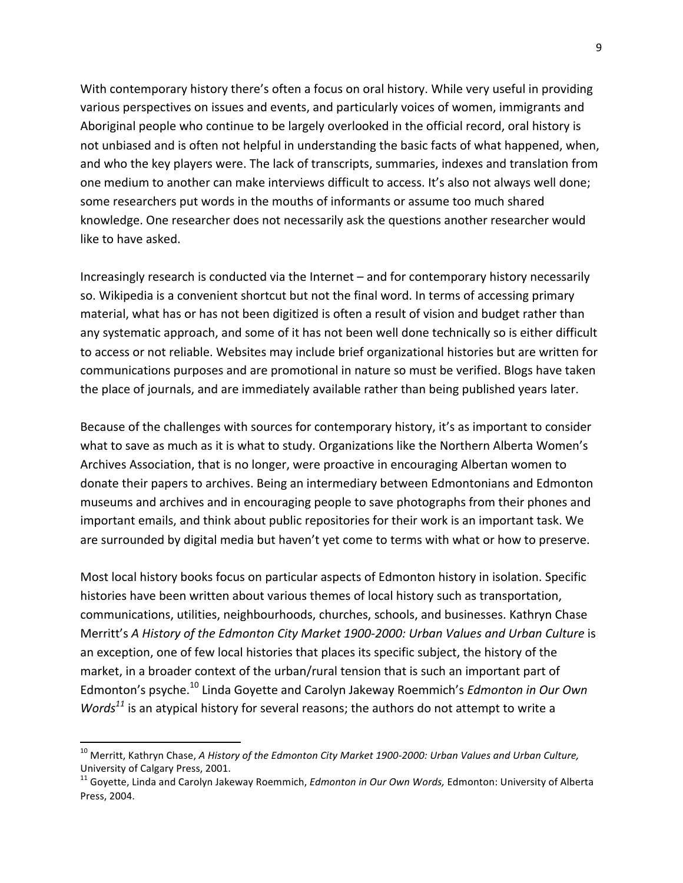With contemporary history there's often a focus on oral history. While very useful in providing various perspectives on issues and events, and particularly voices of women, immigrants and Aboriginal people who continue to be largely overlooked in the official record, oral history is not unbiased and is often not helpful in understanding the basic facts of what happened, when, and who the key players were. The lack of transcripts, summaries, indexes and translation from one medium to another can make interviews difficult to access. It's also not always well done; some researchers put words in the mouths of informants or assume too much shared knowledge. One researcher does not necessarily ask the questions another researcher would like to have asked.

Increasingly research is conducted via the Internet – and for contemporary history necessarily so. Wikipedia is a convenient shortcut but not the final word. In terms of accessing primary material, what has or has not been digitized is often a result of vision and budget rather than any systematic approach, and some of it has not been well done technically so is either difficult to access or not reliable. Websites may include brief organizational histories but are written for communications purposes and are promotional in nature so must be verified. Blogs have taken the place of journals, and are immediately available rather than being published years later.

Because of the challenges with sources for contemporary history, it's as important to consider what to save as much as it is what to study. Organizations like the Northern Alberta Women's Archives Association, that is no longer, were proactive in encouraging Albertan women to donate their papers to archives. Being an intermediary between Edmontonians and Edmonton museums and archives and in encouraging people to save photographs from their phones and important emails, and think about public repositories for their work is an important task. We are surrounded by digital media but haven't yet come to terms with what or how to preserve.

Most local history books focus on particular aspects of Edmonton history in isolation. Specific histories have been written about various themes of local history such as transportation, communications, utilities, neighbourhoods, churches, schools, and businesses. Kathryn Chase Merritt's *A History of the Edmonton City Market 1900-2000: Urban Values and Urban Culture* is an exception, one of few local histories that places its specific subject, the history of the market, in a broader context of the urban/rural tension that is such an important part of Edmonton's psyche.[10] Linda Goyette and Carolyn Jakeway Roemmich's *Edmonton in Our Own Words*[11] is an atypical history for several reasons; the authors do not attempt to write a

---

[10] Merritt, Kathryn Chase, *A History of the Edmonton City Market 1900-2000: Urban Values and Urban Culture,* University of Calgary Press, 2001.

[11] Goyette, Linda and Carolyn Jakeway Roemmich, *Edmonton in Our Own Words,* Edmonton: University of Alberta Press, 2004.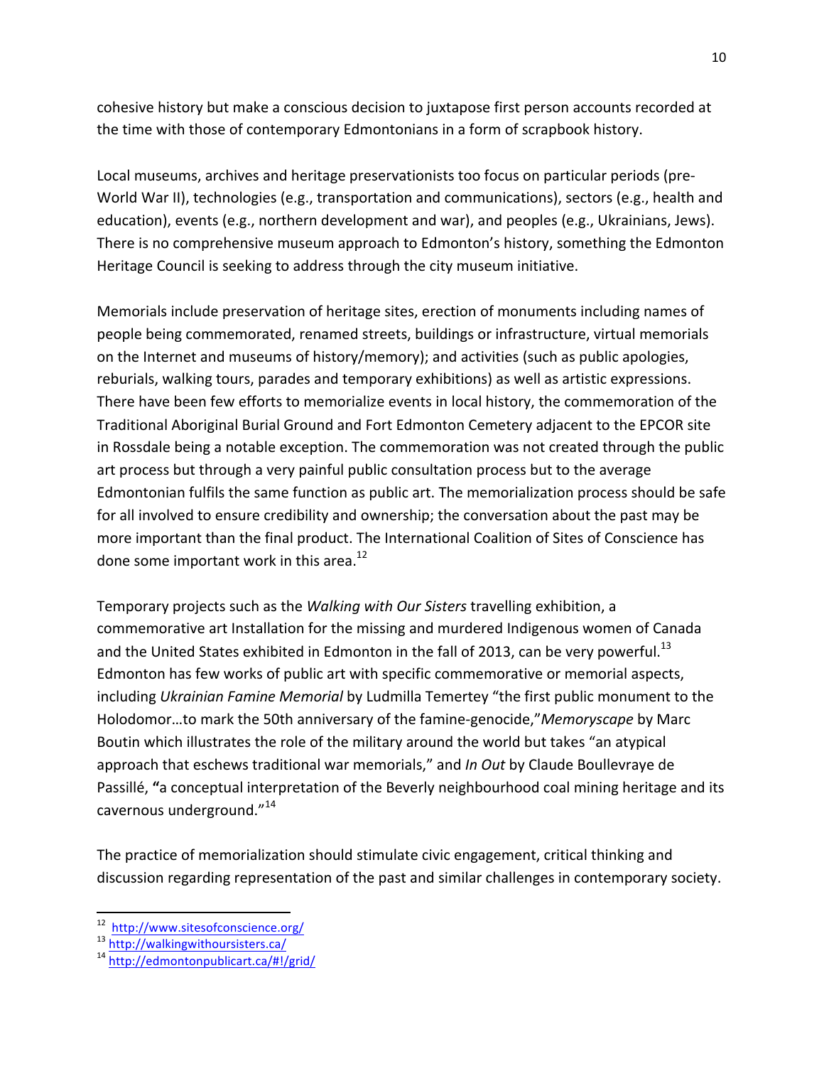cohesive history but make a conscious decision to juxtapose first person accounts recorded at the time with those of contemporary Edmontonians in a form of scrapbook history.

Local museums, archives and heritage preservationists too focus on particular periods (pre-World War II), technologies (e.g., transportation and communications), sectors (e.g., health and education), events (e.g., northern development and war), and peoples (e.g., Ukrainians, Jews). There is no comprehensive museum approach to Edmonton's history, something the Edmonton Heritage Council is seeking to address through the city museum initiative.

Memorials include preservation of heritage sites, erection of monuments including names of people being commemorated, renamed streets, buildings or infrastructure, virtual memorials on the Internet and museums of history/memory); and activities (such as public apologies, reburials, walking tours, parades and temporary exhibitions) as well as artistic expressions. There have been few efforts to memorialize events in local history, the commemoration of the Traditional Aboriginal Burial Ground and Fort Edmonton Cemetery adjacent to the EPCOR site in Rossdale being a notable exception. The commemoration was not created through the public art process but through a very painful public consultation process but to the average Edmontonian fulfils the same function as public art. The memorialization process should be safe for all involved to ensure credibility and ownership; the conversation about the past may be more important than the final product. The International Coalition of Sites of Conscience has done some important work in this area.[12]

Temporary projects such as the *Walking with Our Sisters* travelling exhibition, a commemorative art Installation for the missing and murdered Indigenous women of Canada and the United States exhibited in Edmonton in the fall of 2013, can be very powerful.[13] Edmonton has few works of public art with specific commemorative or memorial aspects, including *Ukrainian Famine Memorial* by Ludmilla Temertey "the first public monument to the Holodomor…to mark the 50th anniversary of the famine-genocide,"*Memoryscape* by Marc Boutin which illustrates the role of the military around the world but takes "an atypical approach that eschews traditional war memorials," and *In Out* by Claude Boullevraye de Passillé, **"**a conceptual interpretation of the Beverly neighbourhood coal mining heritage and its cavernous underground."[14]

The practice of memorialization should stimulate civic engagement, critical thinking and discussion regarding representation of the past and similar challenges in contemporary society.

---

[12] http://www.sitesofconscience.org/

[13] http://walkingwithoursisters.ca/

[14] http://edmontonpublicart.ca/#!/grid/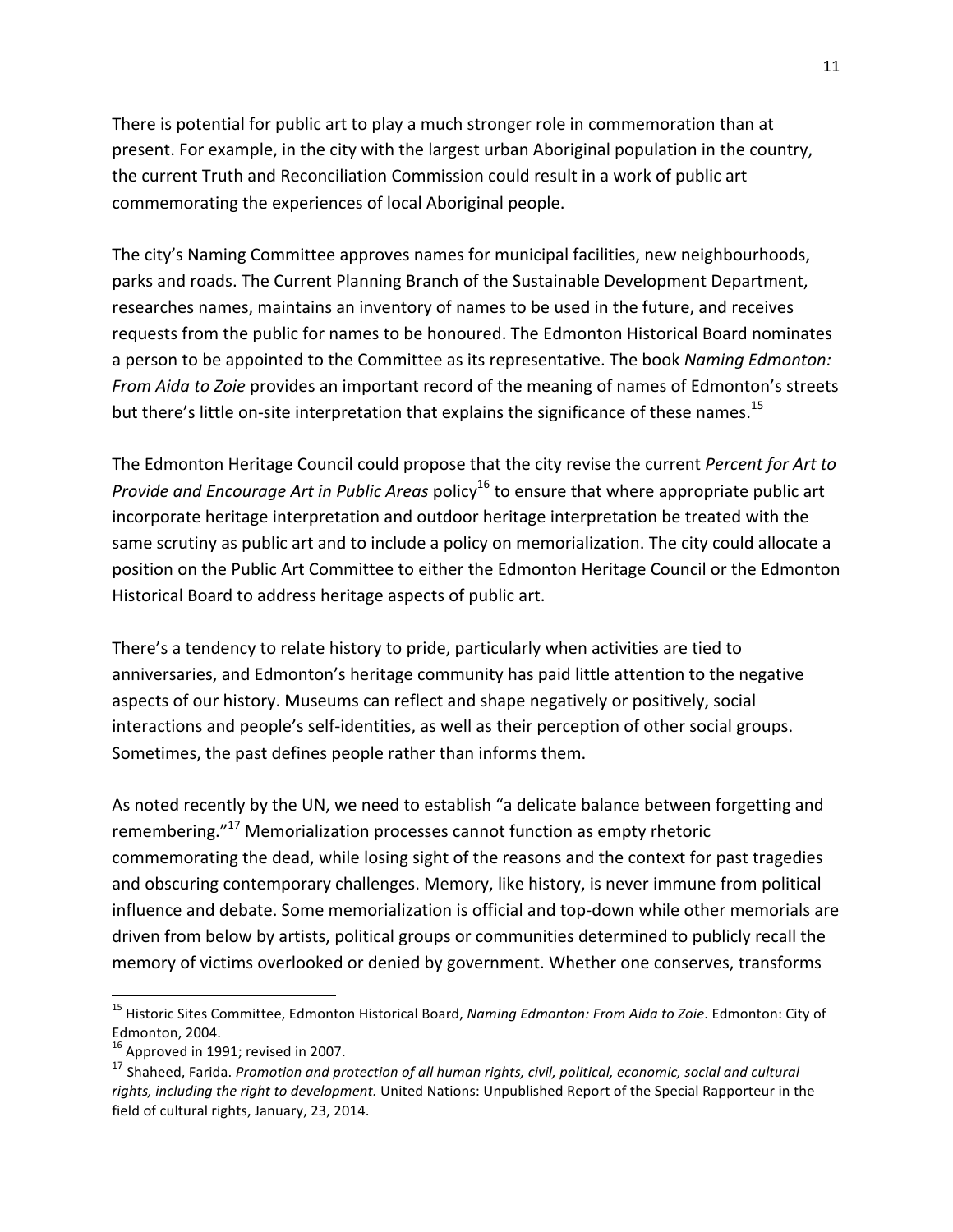There is potential for public art to play a much stronger role in commemoration than at present. For example, in the city with the largest urban Aboriginal population in the country, the current Truth and Reconciliation Commission could result in a work of public art commemorating the experiences of local Aboriginal people.

The city's Naming Committee approves names for municipal facilities, new neighbourhoods, parks and roads. The Current Planning Branch of the Sustainable Development Department, researches names, maintains an inventory of names to be used in the future, and receives requests from the public for names to be honoured. The Edmonton Historical Board nominates a person to be appointed to the Committee as its representative. The book *Naming Edmonton: From Aida to Zoie* provides an important record of the meaning of names of Edmonton's streets but there's little on-site interpretation that explains the significance of these names.[15]

The Edmonton Heritage Council could propose that the city revise the current *Percent for Art to Provide and Encourage Art in Public Areas* policy[16] to ensure that where appropriate public art incorporate heritage interpretation and outdoor heritage interpretation be treated with the same scrutiny as public art and to include a policy on memorialization. The city could allocate a position on the Public Art Committee to either the Edmonton Heritage Council or the Edmonton Historical Board to address heritage aspects of public art.

There's a tendency to relate history to pride, particularly when activities are tied to anniversaries, and Edmonton's heritage community has paid little attention to the negative aspects of our history. Museums can reflect and shape negatively or positively, social interactions and people's self-identities, as well as their perception of other social groups. Sometimes, the past defines people rather than informs them.

As noted recently by the UN, we need to establish "a delicate balance between forgetting and remembering."[17] Memorialization processes cannot function as empty rhetoric commemorating the dead, while losing sight of the reasons and the context for past tragedies and obscuring contemporary challenges. Memory, like history, is never immune from political influence and debate. Some memorialization is official and top-down while other memorials are driven from below by artists, political groups or communities determined to publicly recall the memory of victims overlooked or denied by government. Whether one conserves, transforms

---

[15] Historic Sites Committee, Edmonton Historical Board, *Naming Edmonton: From Aida to Zoie*. Edmonton: City of Edmonton, 2004.

[16] Approved in 1991; revised in 2007.

[17] Shaheed, Farida. *Promotion and protection of all human rights, civil, political, economic, social and cultural rights, including the right to development.* United Nations: Unpublished Report of the Special Rapporteur in the field of cultural rights, January, 23, 2014.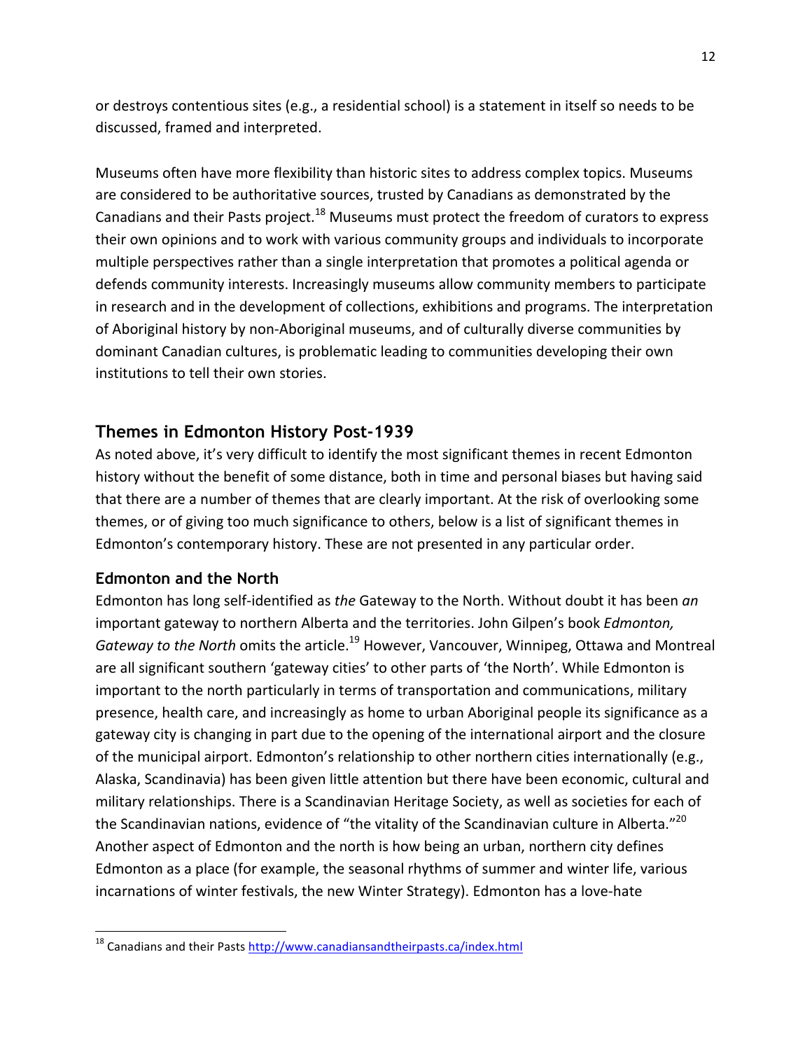or destroys contentious sites (e.g., a residential school) is a statement in itself so needs to be discussed, framed and interpreted.

Museums often have more flexibility than historic sites to address complex topics. Museums are considered to be authoritative sources, trusted by Canadians as demonstrated by the Canadians and their Pasts project.[18] Museums must protect the freedom of curators to express their own opinions and to work with various community groups and individuals to incorporate multiple perspectives rather than a single interpretation that promotes a political agenda or defends community interests. Increasingly museums allow community members to participate in research and in the development of collections, exhibitions and programs. The interpretation of Aboriginal history by non-Aboriginal museums, and of culturally diverse communities by dominant Canadian cultures, is problematic leading to communities developing their own institutions to tell their own stories.

## Themes in Edmonton History Post-1939

As noted above, it's very difficult to identify the most significant themes in recent Edmonton history without the benefit of some distance, both in time and personal biases but having said that there are a number of themes that are clearly important. At the risk of overlooking some themes, or of giving too much significance to others, below is a list of significant themes in Edmonton's contemporary history. These are not presented in any particular order.

### Edmonton and the North

Edmonton has long self-identified as *the* Gateway to the North. Without doubt it has been *an* important gateway to northern Alberta and the territories. John Gilpen's book *Edmonton, Gateway to the North* omits the article.[19] However, Vancouver, Winnipeg, Ottawa and Montreal are all significant southern 'gateway cities' to other parts of 'the North'. While Edmonton is important to the north particularly in terms of transportation and communications, military presence, health care, and increasingly as home to urban Aboriginal people its significance as a gateway city is changing in part due to the opening of the international airport and the closure of the municipal airport. Edmonton's relationship to other northern cities internationally (e.g., Alaska, Scandinavia) has been given little attention but there have been economic, cultural and military relationships. There is a Scandinavian Heritage Society, as well as societies for each of the Scandinavian nations, evidence of "the vitality of the Scandinavian culture in Alberta."[20] Another aspect of Edmonton and the north is how being an urban, northern city defines Edmonton as a place (for example, the seasonal rhythms of summer and winter life, various incarnations of winter festivals, the new Winter Strategy). Edmonton has a love-hate

---

[18] Canadians and their Pasts http://www.canadiansandtheirpasts.ca/index.html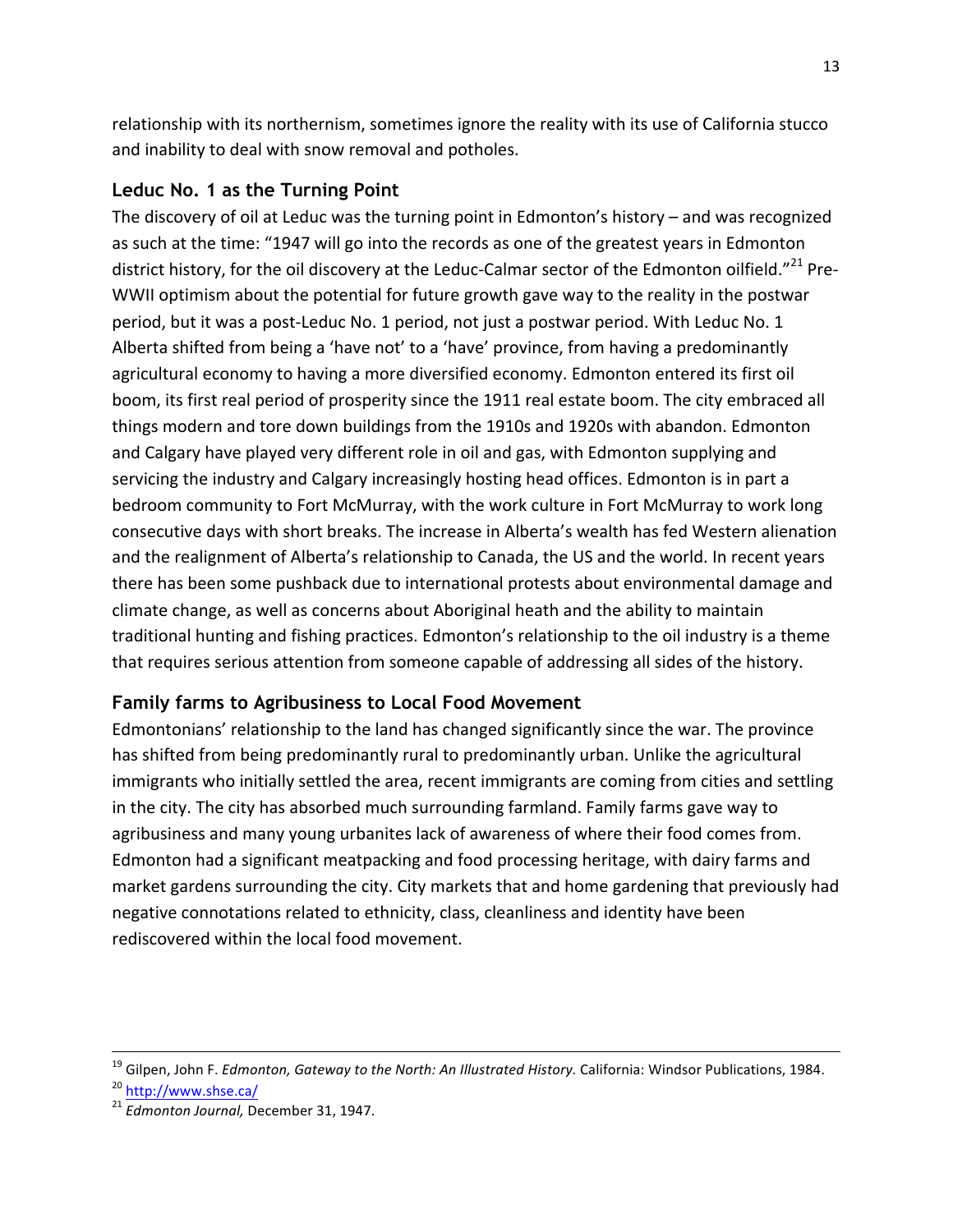relationship with its northernism, sometimes ignore the reality with its use of California stucco and inability to deal with snow removal and potholes.

## Leduc No. 1 as the Turning Point

The discovery of oil at Leduc was the turning point in Edmonton's history – and was recognized as such at the time: "1947 will go into the records as one of the greatest years in Edmonton district history, for the oil discovery at the Leduc-Calmar sector of the Edmonton oilfield."[21] Pre-WWII optimism about the potential for future growth gave way to the reality in the postwar period, but it was a post-Leduc No. 1 period, not just a postwar period. With Leduc No. 1 Alberta shifted from being a 'have not' to a 'have' province, from having a predominantly agricultural economy to having a more diversified economy. Edmonton entered its first oil boom, its first real period of prosperity since the 1911 real estate boom. The city embraced all things modern and tore down buildings from the 1910s and 1920s with abandon. Edmonton and Calgary have played very different role in oil and gas, with Edmonton supplying and servicing the industry and Calgary increasingly hosting head offices. Edmonton is in part a bedroom community to Fort McMurray, with the work culture in Fort McMurray to work long consecutive days with short breaks. The increase in Alberta's wealth has fed Western alienation and the realignment of Alberta's relationship to Canada, the US and the world. In recent years there has been some pushback due to international protests about environmental damage and climate change, as well as concerns about Aboriginal heath and the ability to maintain traditional hunting and fishing practices. Edmonton's relationship to the oil industry is a theme that requires serious attention from someone capable of addressing all sides of the history.

## Family farms to Agribusiness to Local Food Movement

Edmontonians' relationship to the land has changed significantly since the war. The province has shifted from being predominantly rural to predominantly urban. Unlike the agricultural immigrants who initially settled the area, recent immigrants are coming from cities and settling in the city. The city has absorbed much surrounding farmland. Family farms gave way to agribusiness and many young urbanites lack of awareness of where their food comes from. Edmonton had a significant meatpacking and food processing heritage, with dairy farms and market gardens surrounding the city. City markets that and home gardening that previously had negative connotations related to ethnicity, class, cleanliness and identity have been rediscovered within the local food movement.

---

[19] Gilpen, John F. *Edmonton, Gateway to the North: An Illustrated History.* California: Windsor Publications, 1984.

[20] http://www.shse.ca/

[21] *Edmonton Journal,* December 31, 1947.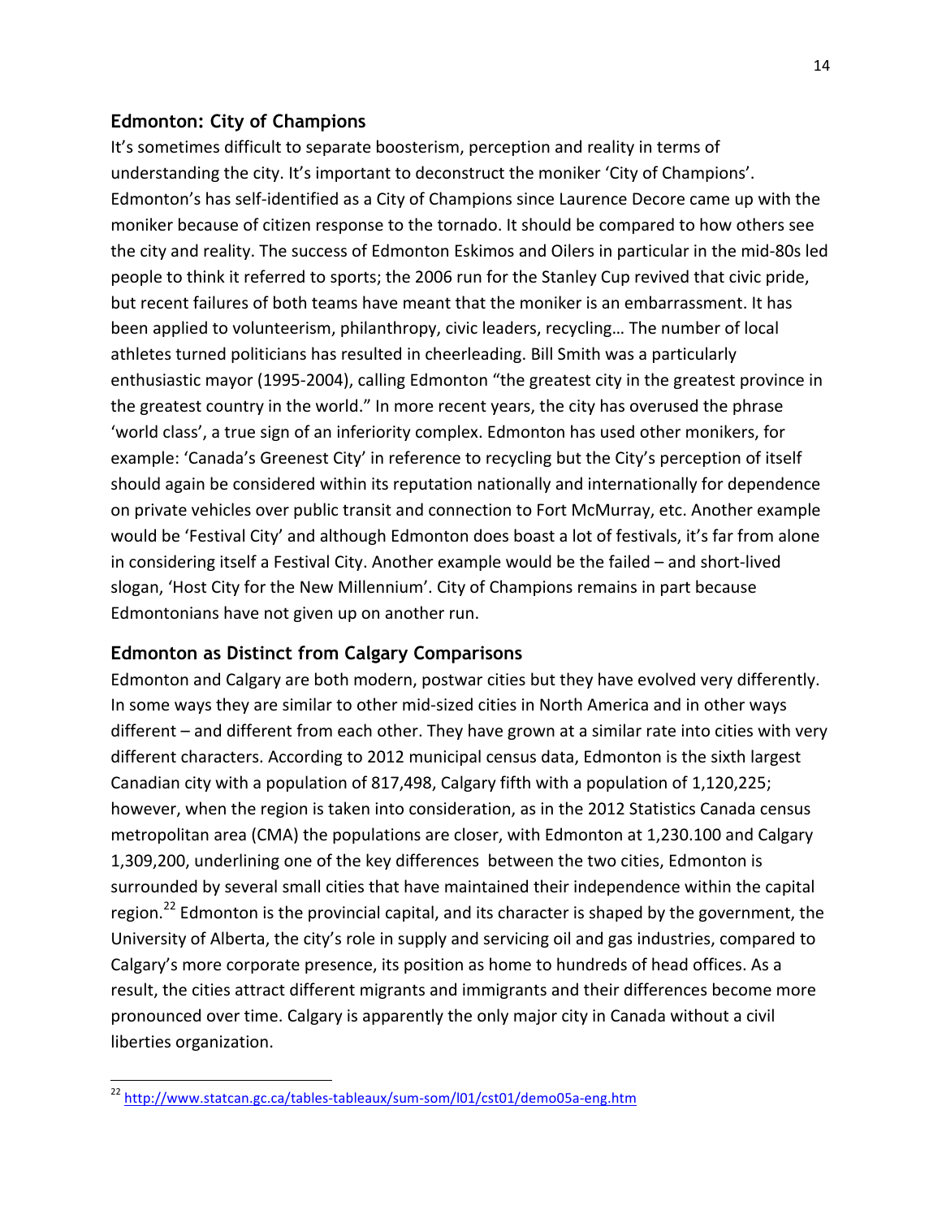## Edmonton: City of Champions

It's sometimes difficult to separate boosterism, perception and reality in terms of understanding the city. It's important to deconstruct the moniker 'City of Champions'. Edmonton's has self-identified as a City of Champions since Laurence Decore came up with the moniker because of citizen response to the tornado. It should be compared to how others see the city and reality. The success of Edmonton Eskimos and Oilers in particular in the mid-80s led people to think it referred to sports; the 2006 run for the Stanley Cup revived that civic pride, but recent failures of both teams have meant that the moniker is an embarrassment. It has been applied to volunteerism, philanthropy, civic leaders, recycling… The number of local athletes turned politicians has resulted in cheerleading. Bill Smith was a particularly enthusiastic mayor (1995-2004), calling Edmonton "the greatest city in the greatest province in the greatest country in the world." In more recent years, the city has overused the phrase 'world class', a true sign of an inferiority complex. Edmonton has used other monikers, for example: 'Canada's Greenest City' in reference to recycling but the City's perception of itself should again be considered within its reputation nationally and internationally for dependence on private vehicles over public transit and connection to Fort McMurray, etc. Another example would be 'Festival City' and although Edmonton does boast a lot of festivals, it's far from alone in considering itself a Festival City. Another example would be the failed – and short-lived slogan, 'Host City for the New Millennium'. City of Champions remains in part because Edmontonians have not given up on another run.

## Edmonton as Distinct from Calgary Comparisons

Edmonton and Calgary are both modern, postwar cities but they have evolved very differently. In some ways they are similar to other mid-sized cities in North America and in other ways different – and different from each other. They have grown at a similar rate into cities with very different characters. According to 2012 municipal census data, Edmonton is the sixth largest Canadian city with a population of 817,498, Calgary fifth with a population of 1,120,225; however, when the region is taken into consideration, as in the 2012 Statistics Canada census metropolitan area (CMA) the populations are closer, with Edmonton at 1,230.100 and Calgary 1,309,200, underlining one of the key differences between the two cities, Edmonton is surrounded by several small cities that have maintained their independence within the capital region.[22] Edmonton is the provincial capital, and its character is shaped by the government, the University of Alberta, the city's role in supply and servicing oil and gas industries, compared to Calgary's more corporate presence, its position as home to hundreds of head offices. As a result, the cities attract different migrants and immigrants and their differences become more pronounced over time. Calgary is apparently the only major city in Canada without a civil liberties organization.

[22] http://www.statcan.gc.ca/tables-tableaux/sum-som/l01/cst01/demo05a-eng.htm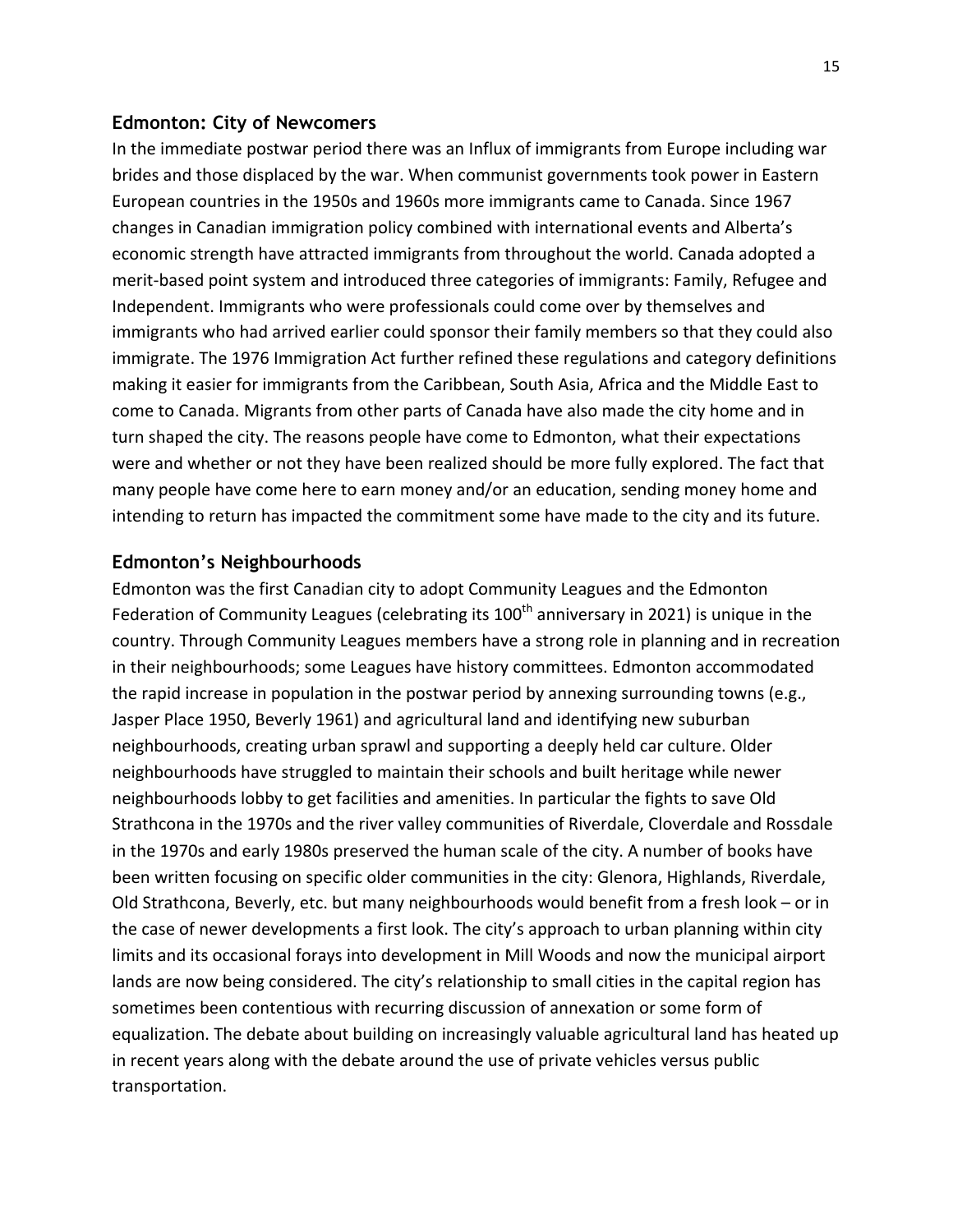## Edmonton: City of Newcomers

In the immediate postwar period there was an Influx of immigrants from Europe including war brides and those displaced by the war. When communist governments took power in Eastern European countries in the 1950s and 1960s more immigrants came to Canada. Since 1967 changes in Canadian immigration policy combined with international events and Alberta's economic strength have attracted immigrants from throughout the world. Canada adopted a merit-based point system and introduced three categories of immigrants: Family, Refugee and Independent. Immigrants who were professionals could come over by themselves and immigrants who had arrived earlier could sponsor their family members so that they could also immigrate. The 1976 Immigration Act further refined these regulations and category definitions making it easier for immigrants from the Caribbean, South Asia, Africa and the Middle East to come to Canada. Migrants from other parts of Canada have also made the city home and in turn shaped the city. The reasons people have come to Edmonton, what their expectations were and whether or not they have been realized should be more fully explored. The fact that many people have come here to earn money and/or an education, sending money home and intending to return has impacted the commitment some have made to the city and its future.

## Edmonton's Neighbourhoods

Edmonton was the first Canadian city to adopt Community Leagues and the Edmonton Federation of Community Leagues (celebrating its 100th anniversary in 2021) is unique in the country. Through Community Leagues members have a strong role in planning and in recreation in their neighbourhoods; some Leagues have history committees. Edmonton accommodated the rapid increase in population in the postwar period by annexing surrounding towns (e.g., Jasper Place 1950, Beverly 1961) and agricultural land and identifying new suburban neighbourhoods, creating urban sprawl and supporting a deeply held car culture. Older neighbourhoods have struggled to maintain their schools and built heritage while newer neighbourhoods lobby to get facilities and amenities. In particular the fights to save Old Strathcona in the 1970s and the river valley communities of Riverdale, Cloverdale and Rossdale in the 1970s and early 1980s preserved the human scale of the city. A number of books have been written focusing on specific older communities in the city: Glenora, Highlands, Riverdale, Old Strathcona, Beverly, etc. but many neighbourhoods would benefit from a fresh look – or in the case of newer developments a first look. The city's approach to urban planning within city limits and its occasional forays into development in Mill Woods and now the municipal airport lands are now being considered. The city's relationship to small cities in the capital region has sometimes been contentious with recurring discussion of annexation or some form of equalization. The debate about building on increasingly valuable agricultural land has heated up in recent years along with the debate around the use of private vehicles versus public transportation.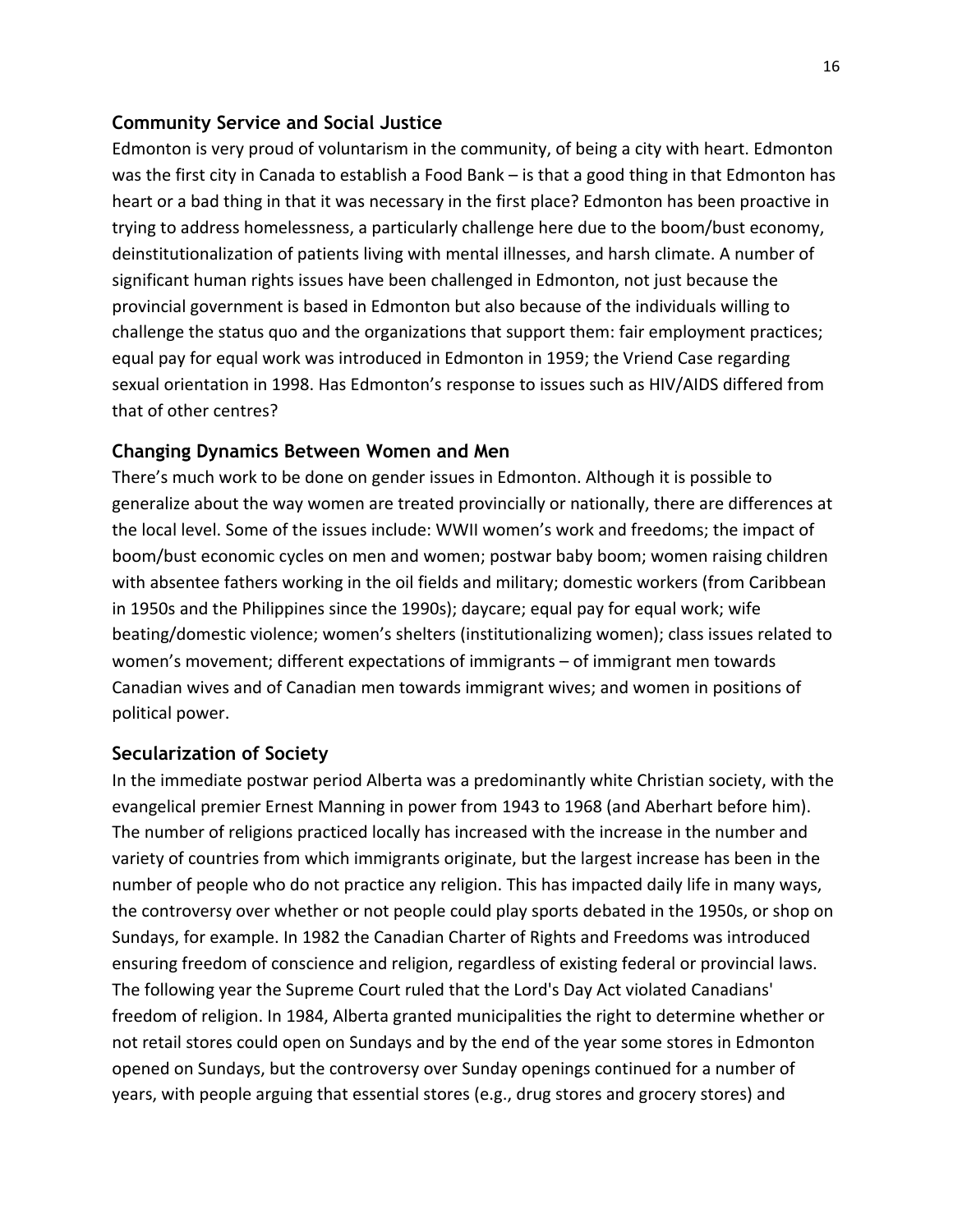## Community Service and Social Justice

Edmonton is very proud of voluntarism in the community, of being a city with heart. Edmonton was the first city in Canada to establish a Food Bank – is that a good thing in that Edmonton has heart or a bad thing in that it was necessary in the first place? Edmonton has been proactive in trying to address homelessness, a particularly challenge here due to the boom/bust economy, deinstitutionalization of patients living with mental illnesses, and harsh climate. A number of significant human rights issues have been challenged in Edmonton, not just because the provincial government is based in Edmonton but also because of the individuals willing to challenge the status quo and the organizations that support them: fair employment practices; equal pay for equal work was introduced in Edmonton in 1959; the Vriend Case regarding sexual orientation in 1998. Has Edmonton's response to issues such as HIV/AIDS differed from that of other centres?

## Changing Dynamics Between Women and Men

There's much work to be done on gender issues in Edmonton. Although it is possible to generalize about the way women are treated provincially or nationally, there are differences at the local level. Some of the issues include: WWII women's work and freedoms; the impact of boom/bust economic cycles on men and women; postwar baby boom; women raising children with absentee fathers working in the oil fields and military; domestic workers (from Caribbean in 1950s and the Philippines since the 1990s); daycare; equal pay for equal work; wife beating/domestic violence; women's shelters (institutionalizing women); class issues related to women's movement; different expectations of immigrants – of immigrant men towards Canadian wives and of Canadian men towards immigrant wives; and women in positions of political power.

## Secularization of Society

In the immediate postwar period Alberta was a predominantly white Christian society, with the evangelical premier Ernest Manning in power from 1943 to 1968 (and Aberhart before him). The number of religions practiced locally has increased with the increase in the number and variety of countries from which immigrants originate, but the largest increase has been in the number of people who do not practice any religion. This has impacted daily life in many ways, the controversy over whether or not people could play sports debated in the 1950s, or shop on Sundays, for example. In 1982 the Canadian Charter of Rights and Freedoms was introduced ensuring freedom of conscience and religion, regardless of existing federal or provincial laws. The following year the Supreme Court ruled that the Lord's Day Act violated Canadians' freedom of religion. In 1984, Alberta granted municipalities the right to determine whether or not retail stores could open on Sundays and by the end of the year some stores in Edmonton opened on Sundays, but the controversy over Sunday openings continued for a number of years, with people arguing that essential stores (e.g., drug stores and grocery stores) and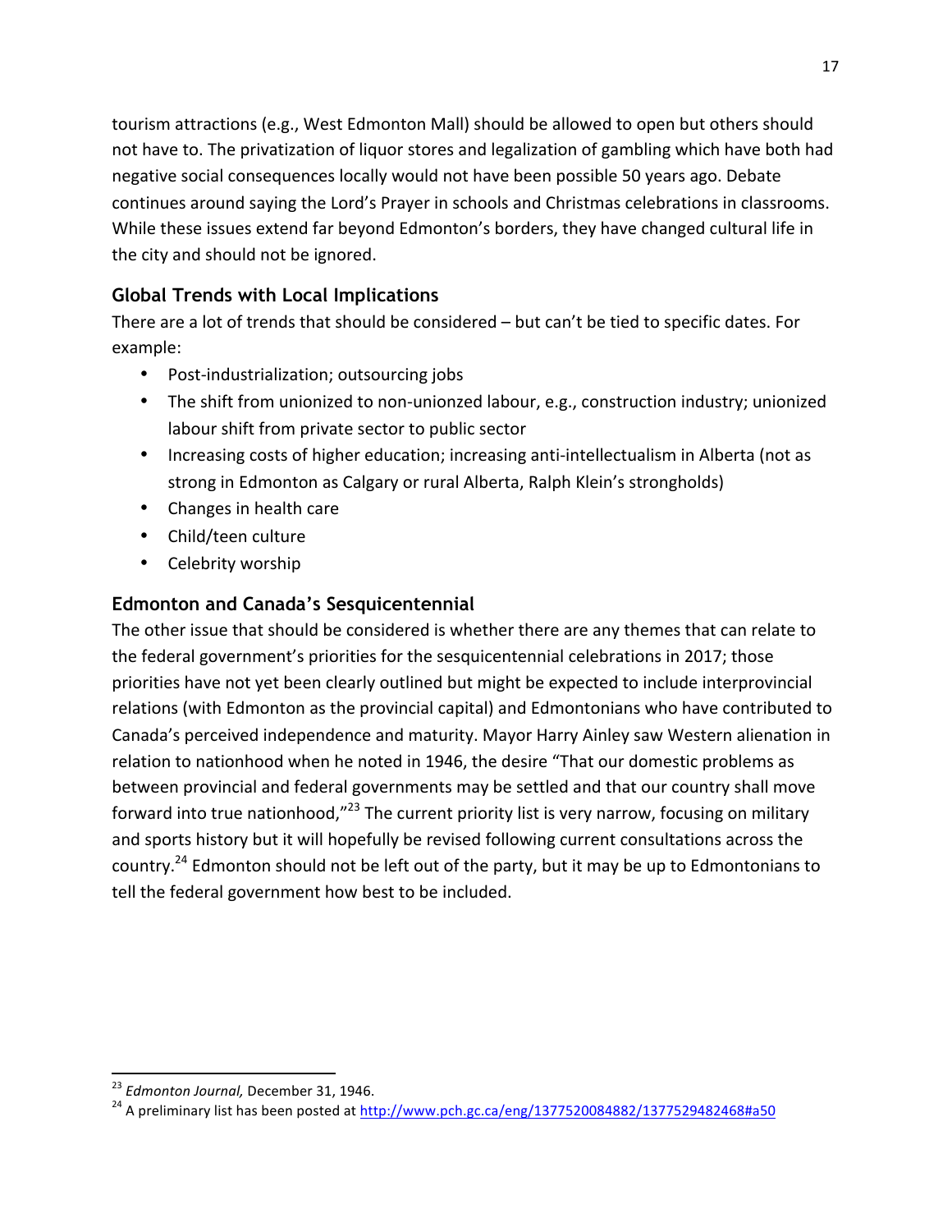tourism attractions (e.g., West Edmonton Mall) should be allowed to open but others should not have to. The privatization of liquor stores and legalization of gambling which have both had negative social consequences locally would not have been possible 50 years ago. Debate continues around saying the Lord's Prayer in schools and Christmas celebrations in classrooms. While these issues extend far beyond Edmonton's borders, they have changed cultural life in the city and should not be ignored.

## Global Trends with Local Implications

There are a lot of trends that should be considered – but can't be tied to specific dates. For example:

- Post-industrialization; outsourcing jobs
- The shift from unionized to non-unionzed labour, e.g., construction industry; unionized labour shift from private sector to public sector
- Increasing costs of higher education; increasing anti-intellectualism in Alberta (not as strong in Edmonton as Calgary or rural Alberta, Ralph Klein's strongholds)
- Changes in health care
- Child/teen culture
- Celebrity worship

## Edmonton and Canada's Sesquicentennial

The other issue that should be considered is whether there are any themes that can relate to the federal government's priorities for the sesquicentennial celebrations in 2017; those priorities have not yet been clearly outlined but might be expected to include interprovincial relations (with Edmonton as the provincial capital) and Edmontonians who have contributed to Canada's perceived independence and maturity. Mayor Harry Ainley saw Western alienation in relation to nationhood when he noted in 1946, the desire "That our domestic problems as between provincial and federal governments may be settled and that our country shall move forward into true nationhood,"[23] The current priority list is very narrow, focusing on military and sports history but it will hopefully be revised following current consultations across the country.[24] Edmonton should not be left out of the party, but it may be up to Edmontonians to tell the federal government how best to be included.

---

[23] *Edmonton Journal,* December 31, 1946.

[24] A preliminary list has been posted at http://www.pch.gc.ca/eng/1377520084882/1377529482468#a50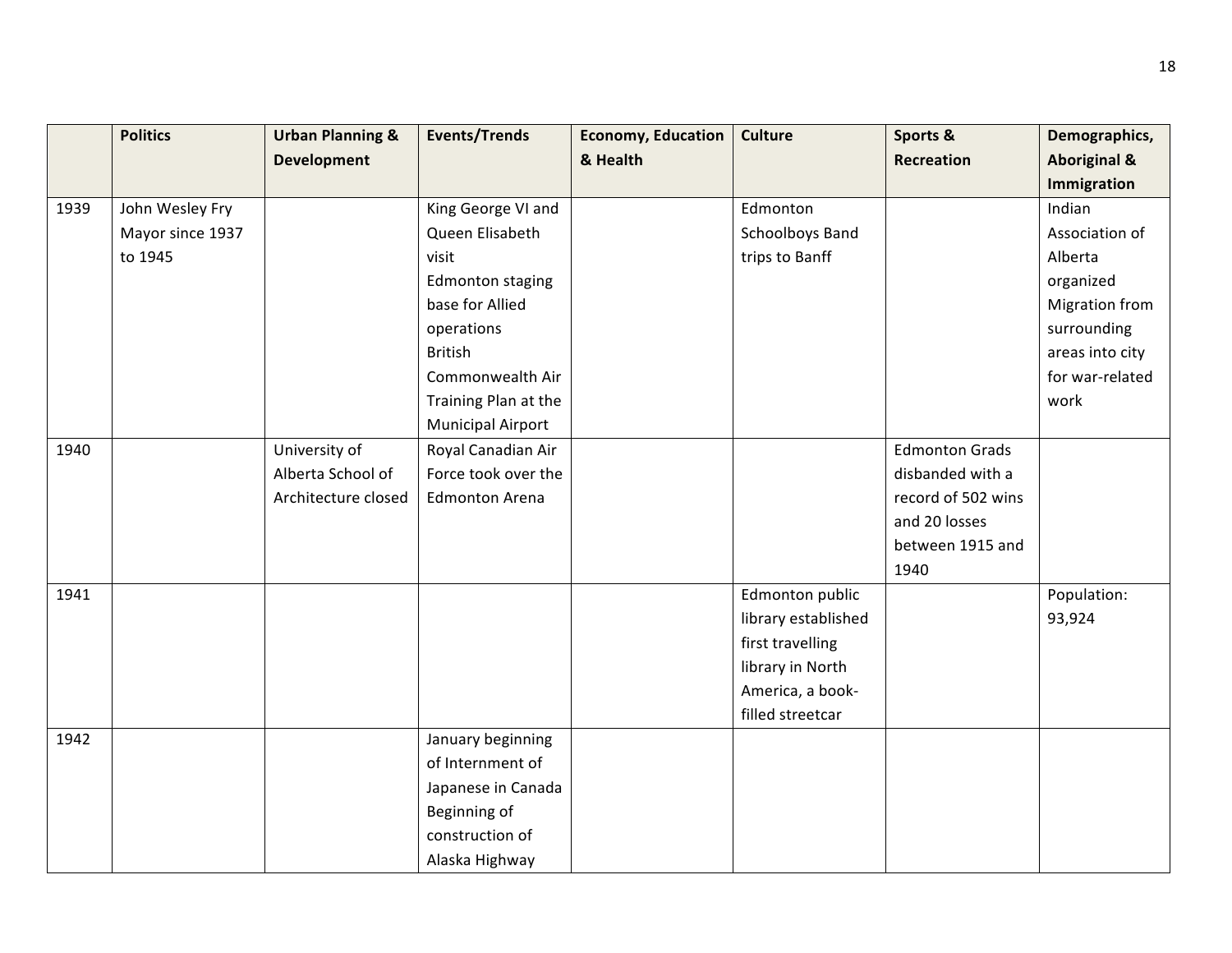| | Politics | Urban Planning & Development | Events/Trends | Economy, Education & Health | Culture | Sports & Recreation | Demographics, Aboriginal & Immigration |
|---|---|---|---|---|---|---|---|
| 1939 | John Wesley Fry Mayor since 1937 to 1945 | | King George VI and Queen Elisabeth visit<br>Edmonton staging base for Allied operations<br>British Commonwealth Air Training Plan at the Municipal Airport | | Edmonton Schoolboys Band trips to Banff | | Indian Association of Alberta organized<br>Migration from surrounding areas into city for war-related work |
| 1940 | | University of Alberta School of Architecture closed | Royal Canadian Air Force took over the Edmonton Arena | | | Edmonton Grads disbanded with a record of 502 wins and 20 losses between 1915 and 1940 | |
| 1941 | | | | | Edmonton public library established first travelling library in North America, a book-filled streetcar | | Population: 93,924 |
| 1942 | | | January beginning of Internment of Japanese in Canada<br>Beginning of construction of Alaska Highway | | | | |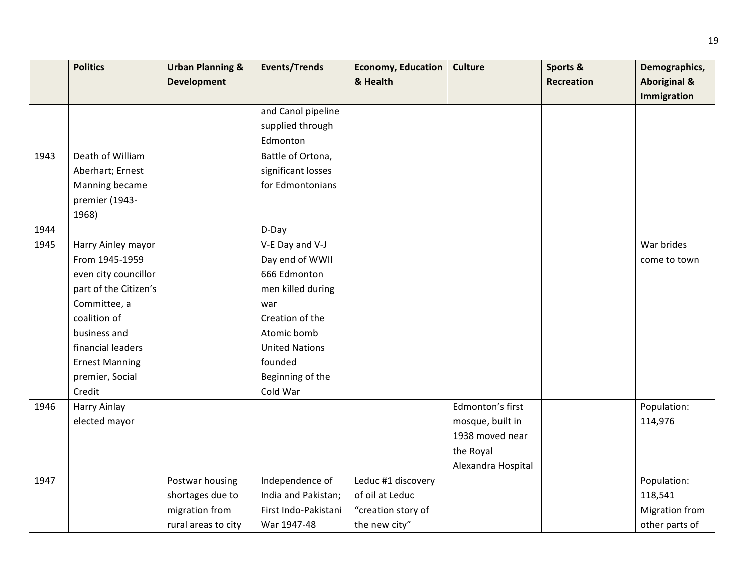| | Politics | Urban Planning & Development | Events/Trends | Economy, Education & Health | Culture | Sports & Recreation | Demographics, Aboriginal & Immigration |
|---|---|---|---|---|---|---|---|
| | | | and Canol pipeline supplied through Edmonton | | | | |
| 1943 | Death of William Aberhart; Ernest Manning became premier (1943-1968) | | Battle of Ortona, significant losses for Edmontonians | | | | |
| 1944 | | | D-Day | | | | |
| 1945 | Harry Ainley mayor From 1945-1959 even city councillor part of the Citizen's Committee, a coalition of business and financial leaders Ernest Manning premier, Social Credit | | V-E Day and V-J Day end of WWII 666 Edmonton men killed during war Creation of the Atomic bomb United Nations founded Beginning of the Cold War | | | | War brides come to town |
| 1946 | Harry Ainlay elected mayor | | | | Edmonton's first mosque, built in 1938 moved near the Royal Alexandra Hospital | | Population: 114,976 |
| 1947 | | Postwar housing shortages due to migration from rural areas to city | Independence of India and Pakistan; First Indo-Pakistani War 1947-48 | Leduc #1 discovery of oil at Leduc "creation story of the new city" | | | Population: 118,541 Migration from other parts of |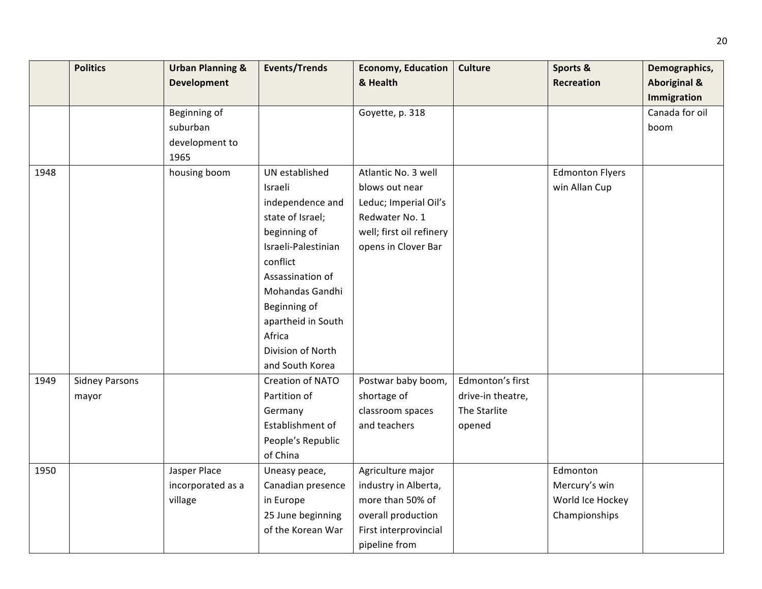| | Politics | Urban Planning & Development | Events/Trends | Economy, Education & Health | Culture | Sports & Recreation | Demographics, Aboriginal & Immigration |
|---|---|---|---|---|---|---|---|
| | | Beginning of suburban development to 1965 | | Goyette, p. 318 | | | Canada for oil boom |
| 1948 | | housing boom | UN established Israeli independence and state of Israel; beginning of Israeli-Palestinian conflict<br>Assassination of Mohandas Gandhi<br>Beginning of apartheid in South Africa<br>Division of North and South Korea | Atlantic No. 3 well blows out near Leduc; Imperial Oil's Redwater No. 1 well; first oil refinery opens in Clover Bar | | Edmonton Flyers win Allan Cup | |
| 1949 | Sidney Parsons mayor | | Creation of NATO<br>Partition of Germany<br>Establishment of People's Republic of China | Postwar baby boom, shortage of classroom spaces and teachers | Edmonton's first drive-in theatre, The Starlite opened | | |
| 1950 | | Jasper Place incorporated as a village | Uneasy peace, Canadian presence in Europe<br>25 June beginning of the Korean War | Agriculture major industry in Alberta, more than 50% of overall production<br>First interprovincial pipeline from | | Edmonton Mercury's win World Ice Hockey Championships | |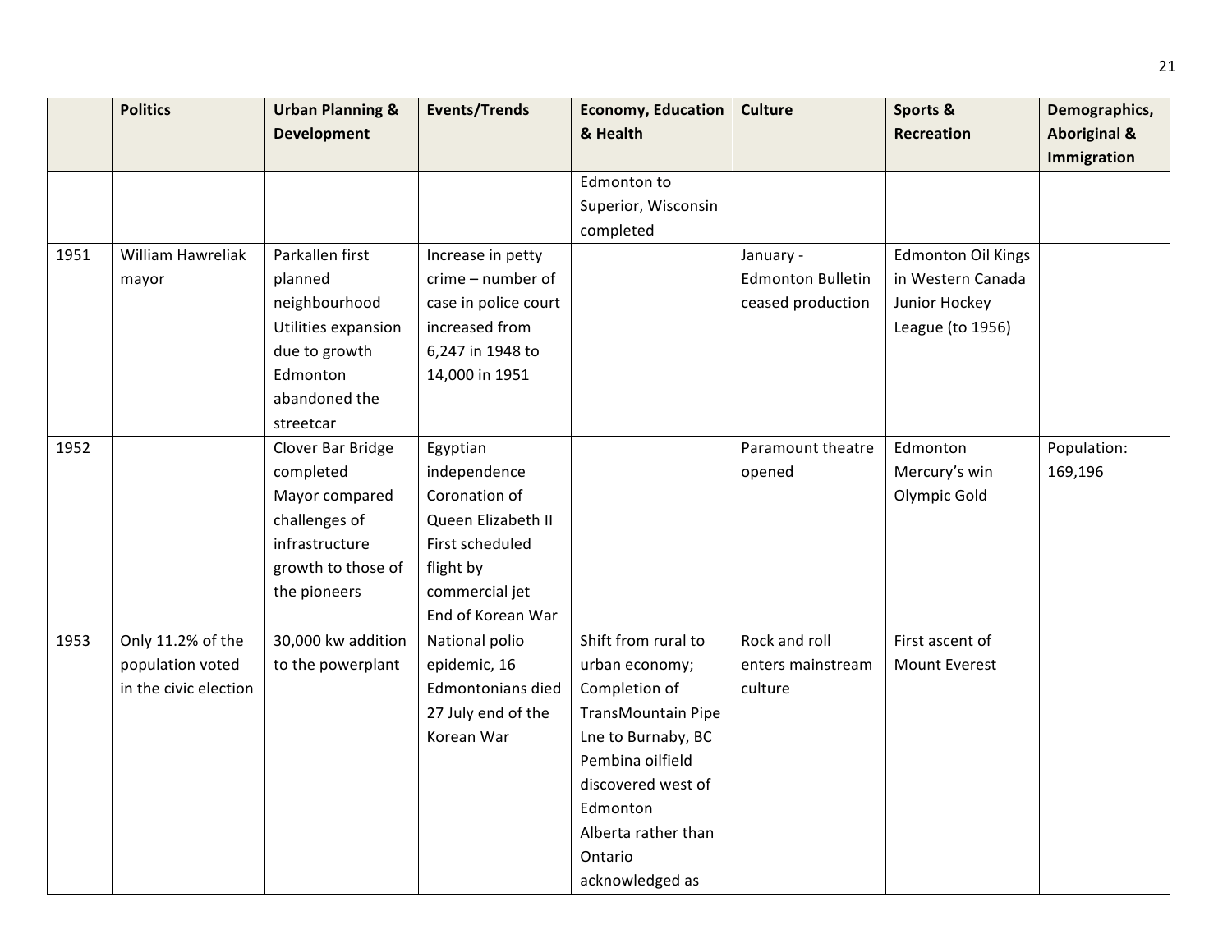| | Politics | Urban Planning & Development | Events/Trends | Economy, Education & Health | Culture | Sports & Recreation | Demographics, Aboriginal & Immigration |
|---|---|---|---|---|---|---|---|
| | | | | Edmonton to Superior, Wisconsin completed | | | |
| 1951 | William Hawreliak mayor | Parkallen first planned neighbourhood Utilities expansion due to growth Edmonton abandoned the streetcar | Increase in petty crime – number of case in police court increased from 6,247 in 1948 to 14,000 in 1951 | | January - Edmonton Bulletin ceased production | Edmonton Oil Kings in Western Canada Junior Hockey League (to 1956) | |
| 1952 | | Clover Bar Bridge completed Mayor compared challenges of infrastructure growth to those of the pioneers | Egyptian independence Coronation of Queen Elizabeth II First scheduled flight by commercial jet End of Korean War | | Paramount theatre opened | Edmonton Mercury's win Olympic Gold | Population: 169,196 |
| 1953 | Only 11.2% of the population voted in the civic election | 30,000 kw addition to the powerplant | National polio epidemic, 16 Edmontonians died 27 July end of the Korean War | Shift from rural to urban economy; Completion of TransMountain Pipe Lne to Burnaby, BC Pembina oilfield discovered west of Edmonton Alberta rather than Ontario acknowledged as | Rock and roll enters mainstream culture | First ascent of Mount Everest | |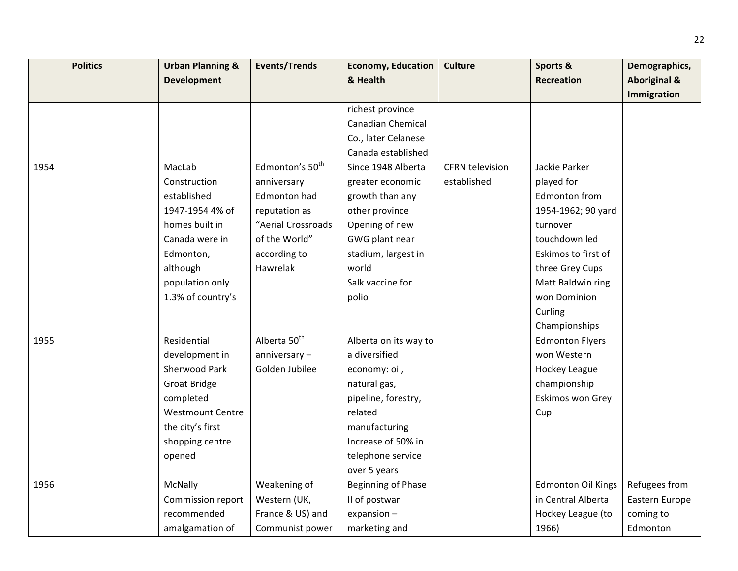|  | Politics | Urban Planning & Development | Events/Trends | Economy, Education & Health | Culture | Sports & Recreation | Demographics, Aboriginal & Immigration |
|---|---|---|---|---|---|---|---|
|  |  |  |  | richest province Canadian Chemical Co., later Celanese Canada established |  |  |  |
| 1954 |  | MacLab Construction established 1947-1954 4% of homes built in Canada were in Edmonton, although population only 1.3% of country's | Edmonton's 50th anniversary Edmonton had reputation as "Aerial Crossroads of the World" according to Hawrelak | Since 1948 Alberta greater economic growth than any other province Opening of new GWG plant near stadium, largest in world Salk vaccine for polio | CFRN television established | Jackie Parker played for Edmonton from 1954-1962; 90 yard turnover touchdown led Eskimos to first of three Grey Cups Matt Baldwin ring won Dominion Curling Championships |  |
| 1955 |  | Residential development in Sherwood Park Groat Bridge completed Westmount Centre the city's first shopping centre opened | Alberta 50th anniversary – Golden Jubilee | Alberta on its way to a diversified economy: oil, natural gas, pipeline, forestry, related manufacturing Increase of 50% in telephone service over 5 years |  | Edmonton Flyers won Western Hockey League championship Eskimos won Grey Cup |  |
| 1956 |  | McNally Commission report recommended amalgamation of | Weakening of Western (UK, France & US) and Communist power | Beginning of Phase II of postwar expansion – marketing and |  | Edmonton Oil Kings in Central Alberta Hockey League (to 1966) | Refugees from Eastern Europe coming to Edmonton |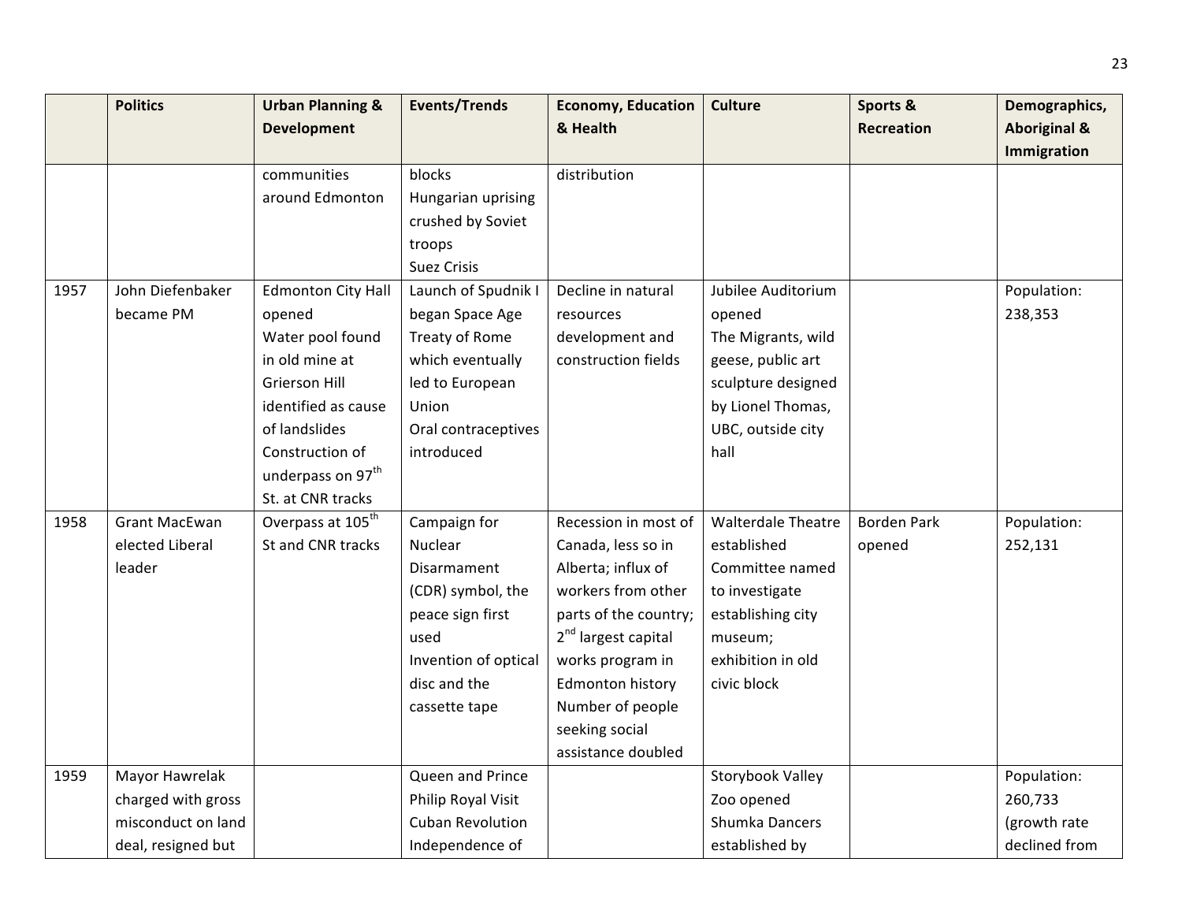| | Politics | Urban Planning & Development | Events/Trends | Economy, Education & Health | Culture | Sports & Recreation | Demographics, Aboriginal & Immigration |
|---|---|---|---|---|---|---|---|
| | | communities around Edmonton | blocks<br>Hungarian uprising crushed by Soviet troops<br>Suez Crisis | distribution | | | |
| 1957 | John Diefenbaker became PM | Edmonton City Hall opened<br>Water pool found in old mine at Grierson Hill identified as cause of landslides<br>Construction of underpass on 97th St. at CNR tracks | Launch of Spudnik I began Space Age<br>Treaty of Rome which eventually led to European Union<br>Oral contraceptives introduced | Decline in natural resources development and construction fields | Jubilee Auditorium opened<br>The Migrants, wild geese, public art sculpture designed by Lionel Thomas, UBC, outside city hall | | Population: 238,353 |
| 1958 | Grant MacEwan elected Liberal leader | Overpass at 105th St and CNR tracks | Campaign for Nuclear Disarmament (CDR) symbol, the peace sign first used<br>Invention of optical disc and the cassette tape | Recession in most of Canada, less so in Alberta; influx of workers from other parts of the country; 2nd largest capital works program in Edmonton history<br>Number of people seeking social assistance doubled | Walterdale Theatre established<br>Committee named to investigate establishing city museum; exhibition in old civic block | Borden Park opened | Population: 252,131 |
| 1959 | Mayor Hawrelak charged with gross misconduct on land deal, resigned but | | Queen and Prince Philip Royal Visit<br>Cuban Revolution<br>Independence of | | Storybook Valley Zoo opened<br>Shumka Dancers established by | | Population: 260,733 (growth rate declined from |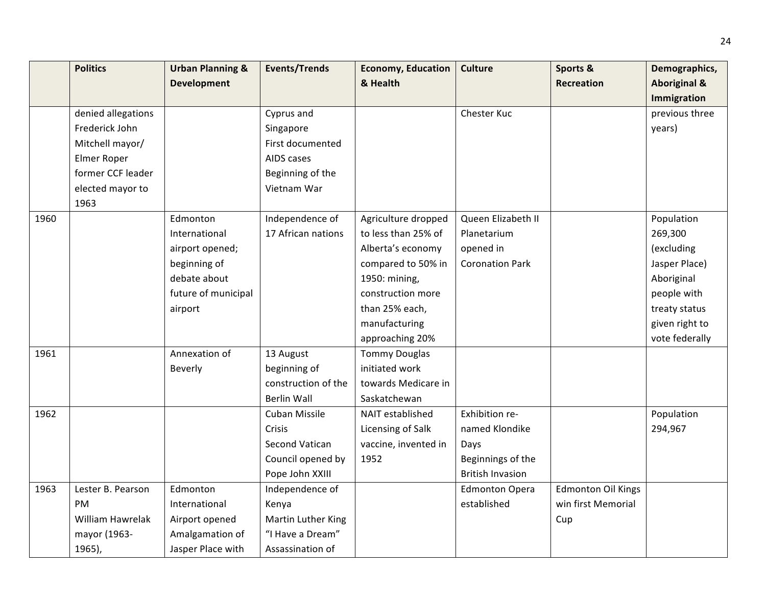| | Politics | Urban Planning & Development | Events/Trends | Economy, Education & Health | Culture | Sports & Recreation | Demographics, Aboriginal & Immigration |
|---|---|---|---|---|---|---|---|
| | denied allegations Frederick John Mitchell mayor/ Elmer Roper former CCF leader elected mayor to 1963 | | Cyprus and Singapore First documented AIDS cases Beginning of the Vietnam War | | Chester Kuc | | previous three years) |
| 1960 | | Edmonton International airport opened; beginning of debate about future of municipal airport | Independence of 17 African nations | Agriculture dropped to less than 25% of Alberta's economy compared to 50% in 1950: mining, construction more than 25% each, manufacturing approaching 20% | Queen Elizabeth II Planetarium opened in Coronation Park | | Population 269,300 (excluding Jasper Place) Aboriginal people with treaty status given right to vote federally |
| 1961 | | Annexation of Beverly | 13 August beginning of construction of the Berlin Wall | Tommy Douglas initiated work towards Medicare in Saskatchewan | | | |
| 1962 | | | Cuban Missile Crisis Second Vatican Council opened by Pope John XXIII | NAIT established Licensing of Salk vaccine, invented in 1952 | Exhibition re-named Klondike Days Beginnings of the British Invasion | | Population 294,967 |
| 1963 | Lester B. Pearson PM William Hawrelak mayor (1963-1965), | Edmonton International Airport opened Amalgamation of Jasper Place with | Independence of Kenya Martin Luther King "I Have a Dream" Assassination of | | Edmonton Opera established | Edmonton Oil Kings win first Memorial Cup | |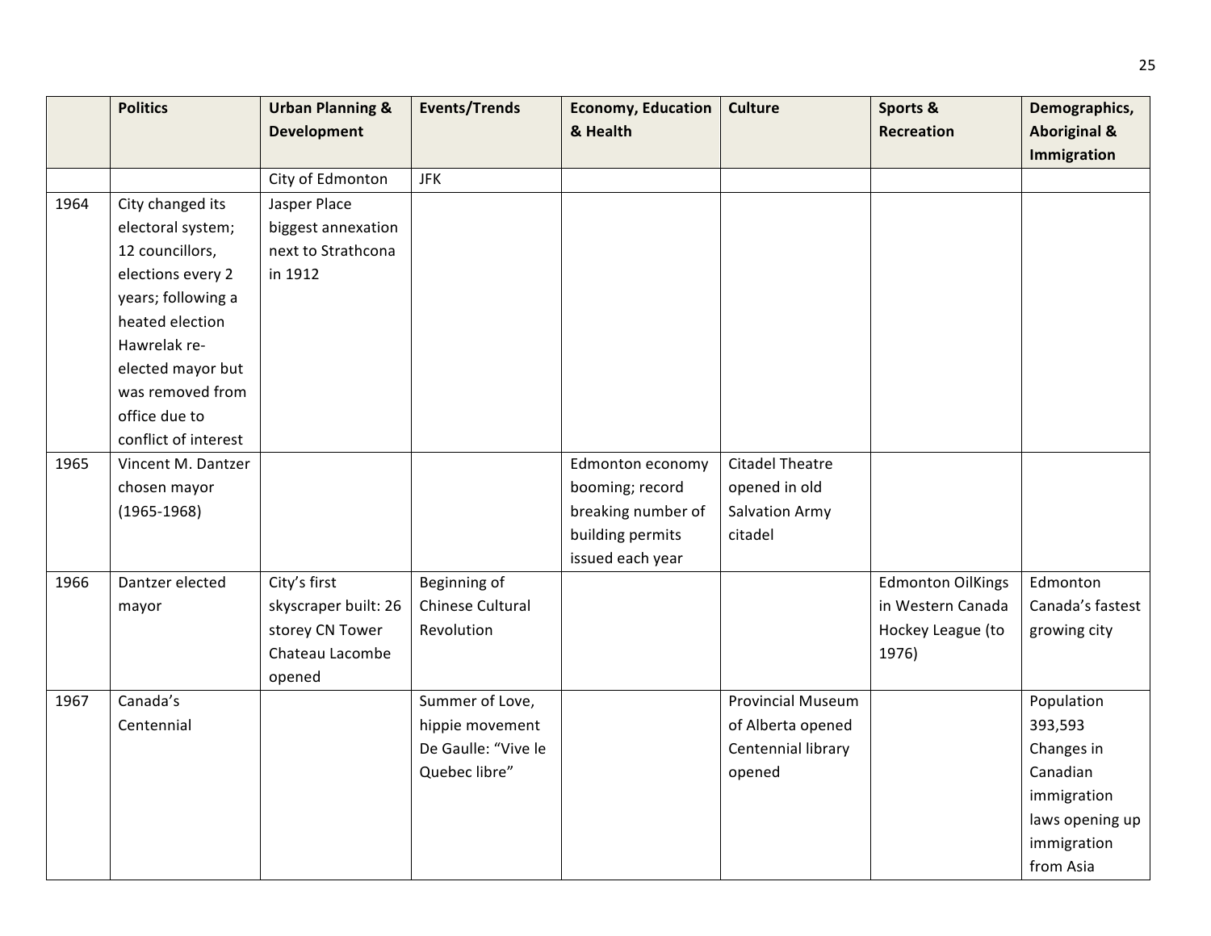| | Politics | Urban Planning & Development | Events/Trends | Economy, Education & Health | Culture | Sports & Recreation | Demographics, Aboriginal & Immigration |
|---|---|---|---|---|---|---|---|
| | | City of Edmonton | JFK | | | | |
| 1964 | City changed its electoral system; 12 councillors, elections every 2 years; following a heated election Hawrelak re-elected mayor but was removed from office due to conflict of interest | Jasper Place biggest annexation next to Strathcona in 1912 | | | | | |
| 1965 | Vincent M. Dantzer chosen mayor (1965-1968) | | | Edmonton economy booming; record breaking number of building permits issued each year | Citadel Theatre opened in old Salvation Army citadel | | |
| 1966 | Dantzer elected mayor | City's first skyscraper built: 26 storey CN Tower Chateau Lacombe opened | Beginning of Chinese Cultural Revolution | | | Edmonton OilKings in Western Canada Hockey League (to 1976) | Edmonton Canada's fastest growing city |
| 1967 | Canada's Centennial | | Summer of Love, hippie movement De Gaulle: "Vive le Quebec libre" | | Provincial Museum of Alberta opened Centennial library opened | | Population 393,593 Changes in Canadian immigration laws opening up immigration from Asia |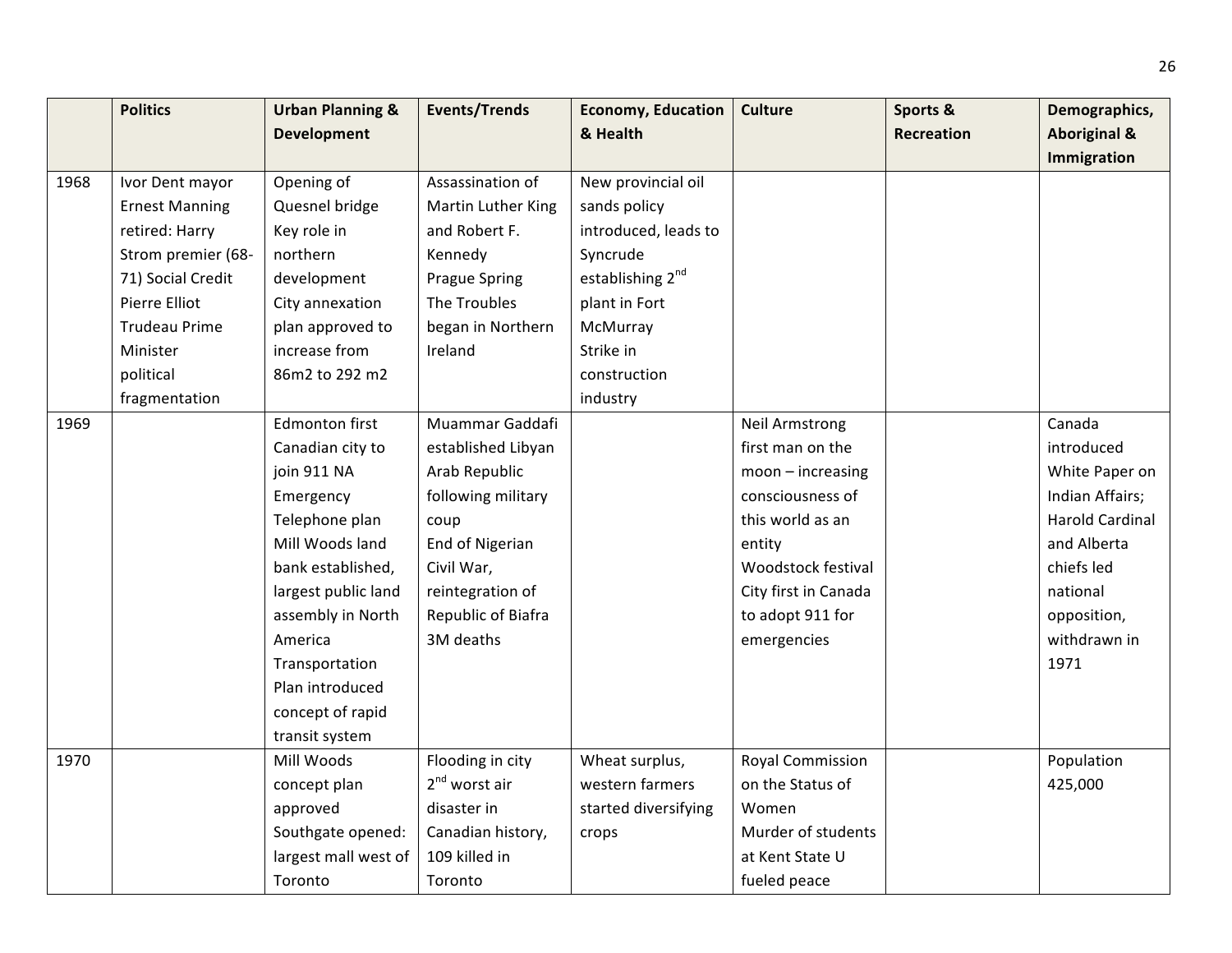| | Politics | Urban Planning & Development | Events/Trends | Economy, Education & Health | Culture | Sports & Recreation | Demographics, Aboriginal & Immigration |
|---|---|---|---|---|---|---|---|
| 1968 | Ivor Dent mayor<br>Ernest Manning retired: Harry Strom premier (68-71) Social Credit<br>Pierre Elliot Trudeau Prime Minister<br>political fragmentation | Opening of Quesnel bridge Key role in northern development<br>City annexation plan approved to increase from 86m2 to 292 m2 | Assassination of Martin Luther King and Robert F. Kennedy<br>Prague Spring<br>The Troubles began in Northern Ireland | New provincial oil sands policy introduced, leads to Syncrude establishing 2nd plant in Fort McMurray<br>Strike in construction industry | | | |
| 1969 | | Edmonton first Canadian city to join 911 NA Emergency Telephone plan<br>Mill Woods land bank established, largest public land assembly in North America<br>Transportation Plan introduced concept of rapid transit system | Muammar Gaddafi established Libyan Arab Republic following military coup<br>End of Nigerian Civil War, reintegration of Republic of Biafra 3M deaths | | Neil Armstrong first man on the moon – increasing consciousness of this world as an entity<br>Woodstock festival<br>City first in Canada to adopt 911 for emergencies | | Canada introduced White Paper on Indian Affairs; Harold Cardinal and Alberta chiefs led national opposition, withdrawn in 1971 |
| 1970 | | Mill Woods concept plan approved<br>Southgate opened: largest mall west of Toronto | Flooding in city<br>2nd worst air disaster in Canadian history, 109 killed in Toronto | Wheat surplus, western farmers started diversifying crops | Royal Commission on the Status of Women<br>Murder of students at Kent State U fueled peace | | Population 425,000 |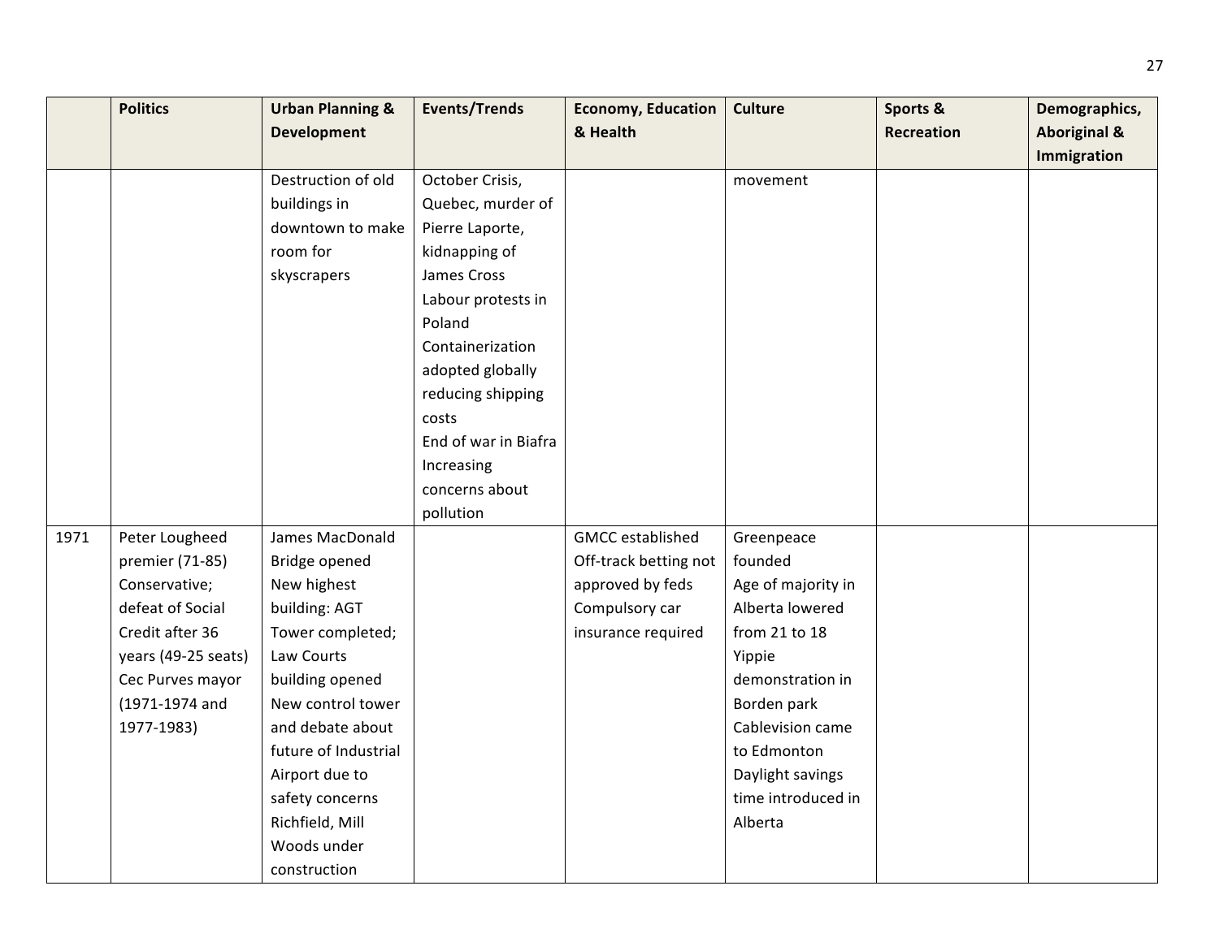| | Politics | Urban Planning & Development | Events/Trends | Economy, Education & Health | Culture | Sports & Recreation | Demographics, Aboriginal & Immigration |
|---|---|---|---|---|---|---|---|
| | | Destruction of old buildings in downtown to make room for skyscrapers | October Crisis, Quebec, murder of Pierre Laporte, kidnapping of James Cross<br>Labour protests in Poland<br>Containerization adopted globally reducing shipping costs<br>End of war in Biafra<br>Increasing concerns about pollution | | movement | | |
| 1971 | Peter Lougheed premier (71-85) Conservative; defeat of Social Credit after 36 years (49-25 seats)<br>Cec Purves mayor (1971-1974 and 1977-1983) | James MacDonald Bridge opened<br>New highest building: AGT Tower completed; Law Courts building opened<br>New control tower and debate about future of Industrial Airport due to safety concerns<br>Richfield, Mill Woods under construction | | GMCC established<br>Off-track betting not approved by feds<br>Compulsory car insurance required | Greenpeace founded<br>Age of majority in Alberta lowered from 21 to 18<br>Yippie demonstration in Borden park<br>Cablevision came to Edmonton<br>Daylight savings time introduced in Alberta | | |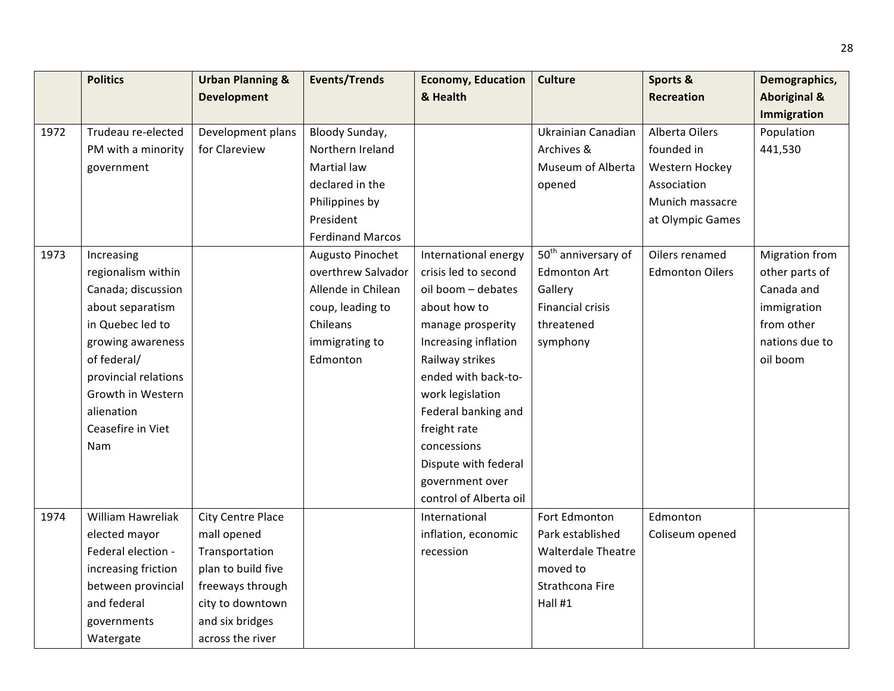| | Politics | Urban Planning & Development | Events/Trends | Economy, Education & Health | Culture | Sports & Recreation | Demographics, Aboriginal & Immigration |
|---|---|---|---|---|---|---|---|
| 1972 | Trudeau re-elected PM with a minority government | Development plans for Clareview | Bloody Sunday, Northern Ireland<br>Martial law declared in the Philippines by President Ferdinand Marcos | | Ukrainian Canadian Archives & Museum of Alberta opened | Alberta Oilers founded in Western Hockey Association<br>Munich massacre at Olympic Games | Population 441,530 |
| 1973 | Increasing regionalism within Canada; discussion about separatism in Quebec led to growing awareness of federal/ provincial relations<br>Growth in Western alienation<br>Ceasefire in Viet Nam | | Augusto Pinochet overthrew Salvador Allende in Chilean coup, leading to Chileans immigrating to Edmonton | International energy crisis led to second oil boom – debates about how to manage prosperity<br>Increasing inflation<br>Railway strikes ended with back-to-work legislation<br>Federal banking and freight rate concessions<br>Dispute with federal government over control of Alberta oil | 50th anniversary of Edmonton Art Gallery<br>Financial crisis threatened symphony | Oilers renamed Edmonton Oilers | Migration from other parts of Canada and immigration from other nations due to oil boom |
| 1974 | William Hawreliak elected mayor<br>Federal election - increasing friction between provincial and federal governments<br>Watergate | City Centre Place mall opened<br>Transportation plan to build five freeways through city to downtown and six bridges across the river | | International inflation, economic recession | Fort Edmonton Park established<br>Walterdale Theatre moved to Strathcona Fire Hall #1 | Edmonton Coliseum opened | |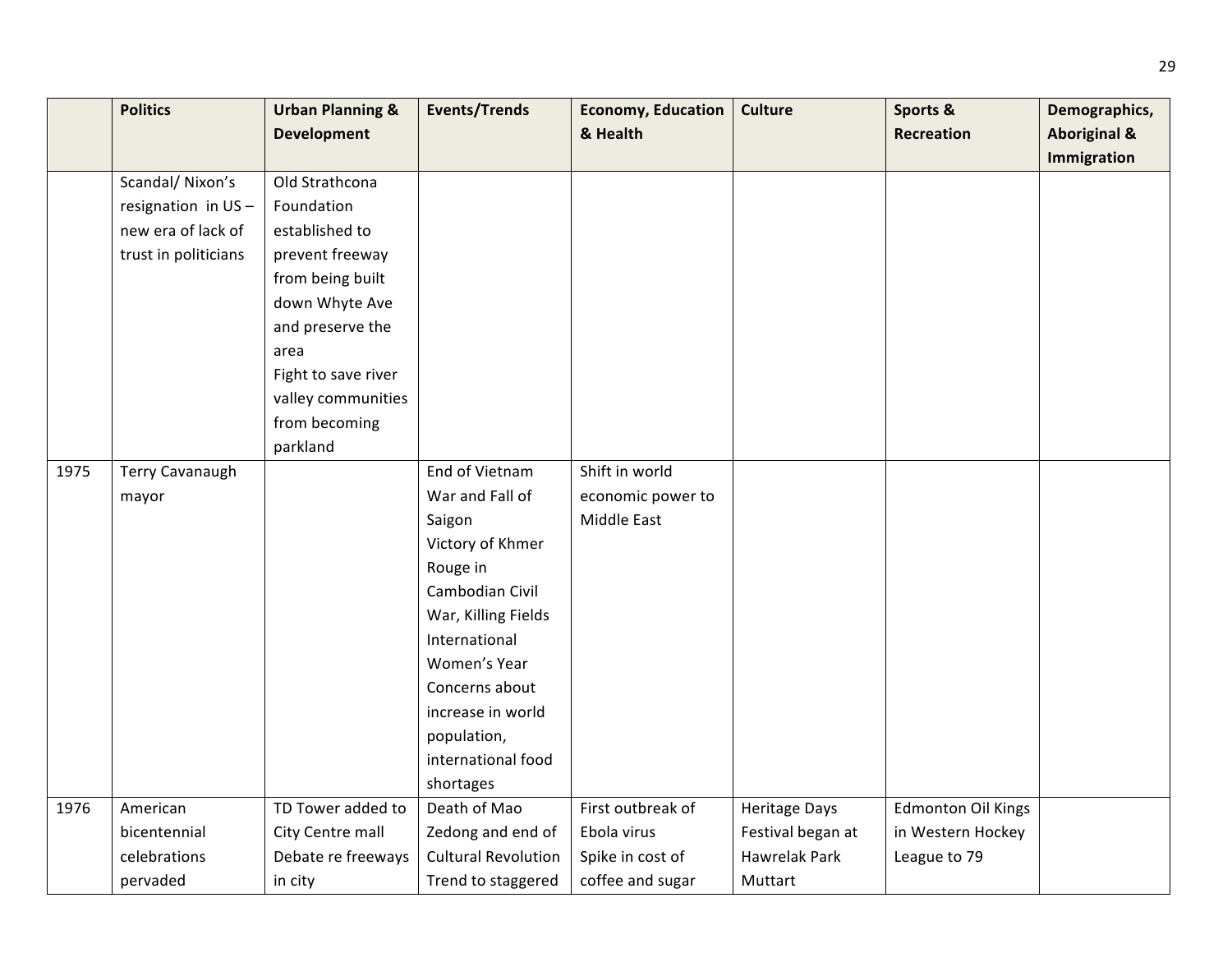| | Politics | Urban Planning & Development | Events/Trends | Economy, Education & Health | Culture | Sports & Recreation | Demographics, Aboriginal & Immigration |
|---|---|---|---|---|---|---|---|
| | Scandal/ Nixon's resignation in US – new era of lack of trust in politicians | Old Strathcona Foundation established to prevent freeway from being built down Whyte Ave and preserve the area<br>Fight to save river valley communities from becoming parkland | | | | | |
| 1975 | Terry Cavanaugh mayor | | End of Vietnam War and Fall of Saigon<br>Victory of Khmer Rouge in Cambodian Civil War, Killing Fields<br>International Women's Year<br>Concerns about increase in world population, international food shortages | Shift in world economic power to Middle East | | | |
| 1976 | American bicentennial celebrations pervaded | TD Tower added to City Centre mall<br>Debate re freeways in city | Death of Mao Zedong and end of Cultural Revolution<br>Trend to staggered | First outbreak of Ebola virus<br>Spike in cost of coffee and sugar | Heritage Days Festival began at Hawrelak Park<br>Muttart | Edmonton Oil Kings in Western Hockey League to 79 | |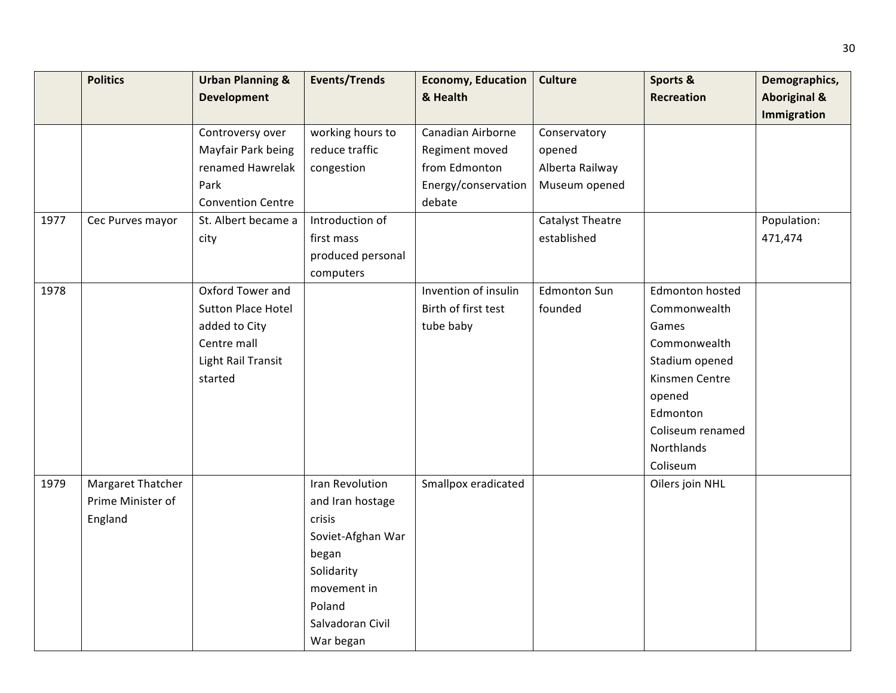| | Politics | Urban Planning & Development | Events/Trends | Economy, Education & Health | Culture | Sports & Recreation | Demographics, Aboriginal & Immigration |
|---|---|---|---|---|---|---|---|
| | | Controversy over Mayfair Park being renamed Hawrelak Park<br>Convention Centre | working hours to reduce traffic congestion | Canadian Airborne Regiment moved from Edmonton<br>Energy/conservation debate | Conservatory opened<br>Alberta Railway Museum opened | | |
| 1977 | Cec Purves mayor | St. Albert became a city | Introduction of first mass produced personal computers | | Catalyst Theatre established | | Population: 471,474 |
| 1978 | | Oxford Tower and Sutton Place Hotel added to City Centre mall<br>Light Rail Transit started | | Invention of insulin<br>Birth of first test tube baby | Edmonton Sun founded | Edmonton hosted Commonwealth Games<br>Commonwealth Stadium opened<br>Kinsmen Centre opened<br>Edmonton Coliseum renamed Northlands Coliseum | |
| 1979 | Margaret Thatcher Prime Minister of England | | Iran Revolution and Iran hostage crisis<br>Soviet-Afghan War began<br>Solidarity movement in Poland<br>Salvadoran Civil War began | Smallpox eradicated | | Oilers join NHL | |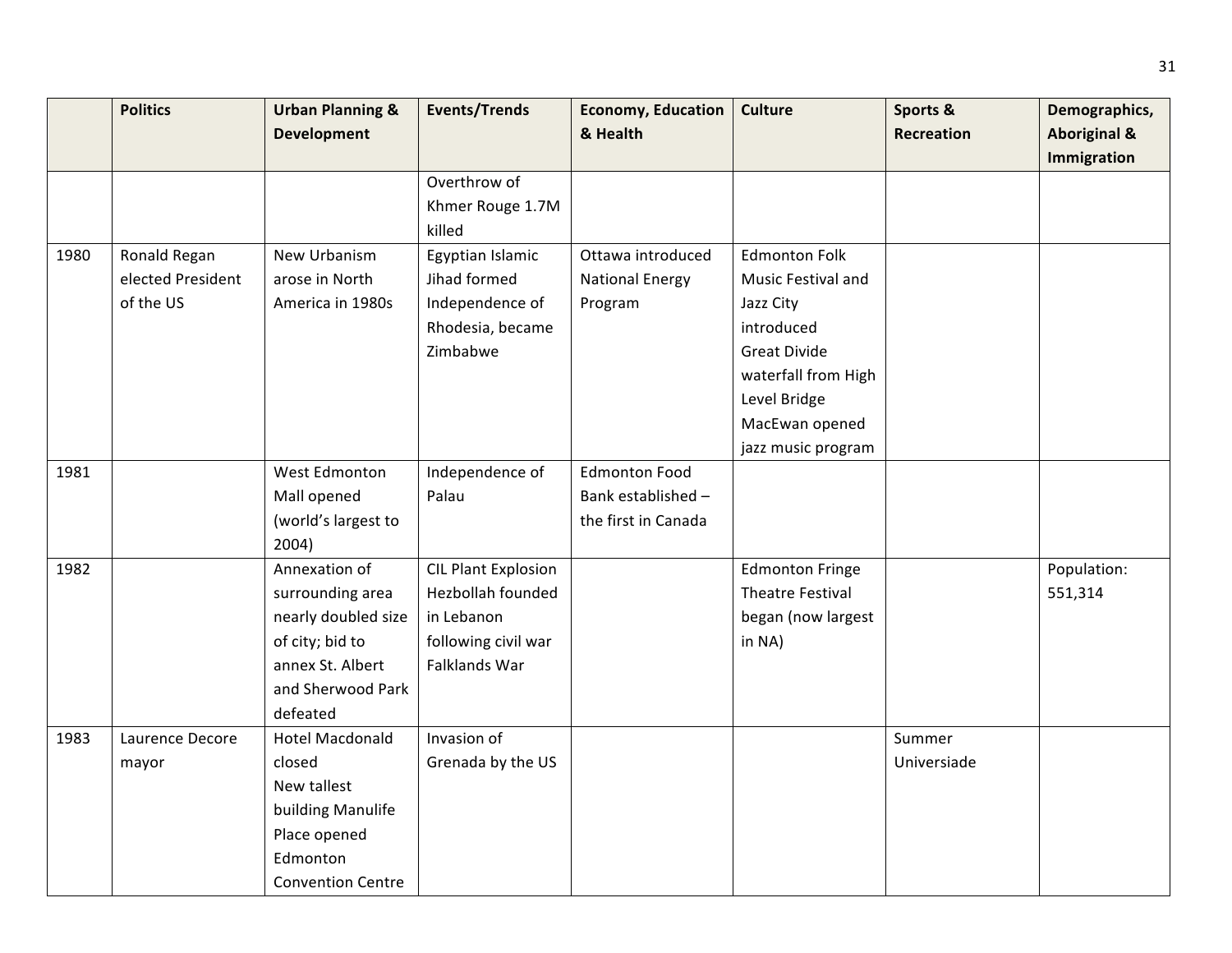| | Politics | Urban Planning & Development | Events/Trends | Economy, Education & Health | Culture | Sports & Recreation | Demographics, Aboriginal & Immigration |
|---|---|---|---|---|---|---|---|
| | | | Overthrow of Khmer Rouge 1.7M killed | | | | |
| 1980 | Ronald Regan elected President of the US | New Urbanism arose in North America in 1980s | Egyptian Islamic Jihad formed<br>Independence of Rhodesia, became Zimbabwe | Ottawa introduced National Energy Program | Edmonton Folk Music Festival and Jazz City introduced<br>Great Divide waterfall from High Level Bridge<br>MacEwan opened jazz music program | | |
| 1981 | | West Edmonton Mall opened (world's largest to 2004) | Independence of Palau | Edmonton Food Bank established – the first in Canada | | | |
| 1982 | | Annexation of surrounding area nearly doubled size of city; bid to annex St. Albert and Sherwood Park defeated | CIL Plant Explosion<br>Hezbollah founded in Lebanon following civil war<br>Falklands War | | Edmonton Fringe Theatre Festival began (now largest in NA) | | Population: 551,314 |
| 1983 | Laurence Decore mayor | Hotel Macdonald closed<br>New tallest building Manulife Place opened<br>Edmonton Convention Centre | Invasion of Grenada by the US | | | Summer Universiade | |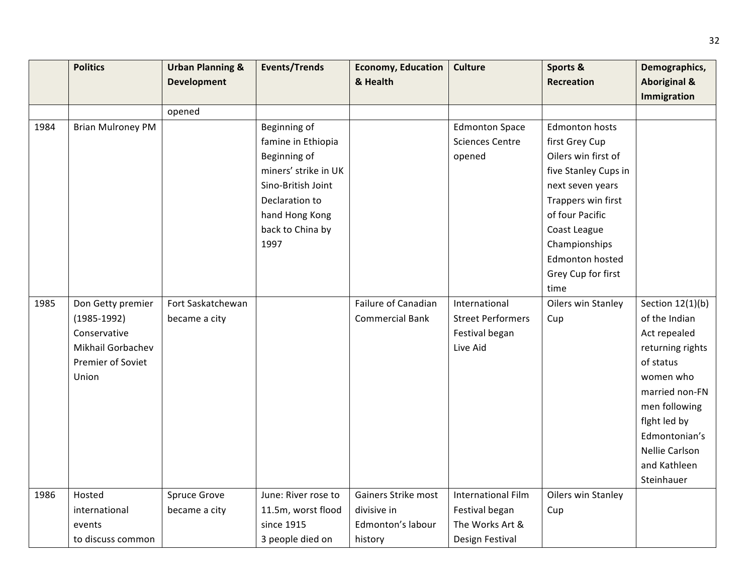| | Politics | Urban Planning & Development | Events/Trends | Economy, Education & Health | Culture | Sports & Recreation | Demographics, Aboriginal & Immigration |
|---|---|---|---|---|---|---|---|
| | | opened | | | | | |
| 1984 | Brian Mulroney PM | | Beginning of famine in Ethiopia<br>Beginning of miners' strike in UK<br>Sino-British Joint Declaration to hand Hong Kong back to China by 1997 | | Edmonton Space Sciences Centre opened | Edmonton hosts first Grey Cup<br>Oilers win first of five Stanley Cups in next seven years<br>Trappers win first of four Pacific Coast League Championships<br>Edmonton hosted Grey Cup for first time | |
| 1985 | Don Getty premier (1985-1992) Conservative<br>Mikhail Gorbachev Premier of Soviet Union | Fort Saskatchewan became a city | | Failure of Canadian Commercial Bank | International Street Performers Festival began<br>Live Aid | Oilers win Stanley Cup | Section 12(1)(b) of the Indian Act repealed returning rights of status women who married non-FN men following flght led by Edmontonian's Nellie Carlson and Kathleen Steinhauer |
| 1986 | Hosted international events to discuss common | Spruce Grove became a city | June: River rose to 11.5m, worst flood since 1915<br>3 people died on | Gainers Strike most divisive in Edmonton's labour history | International Film Festival began<br>The Works Art & Design Festival | Oilers win Stanley Cup | |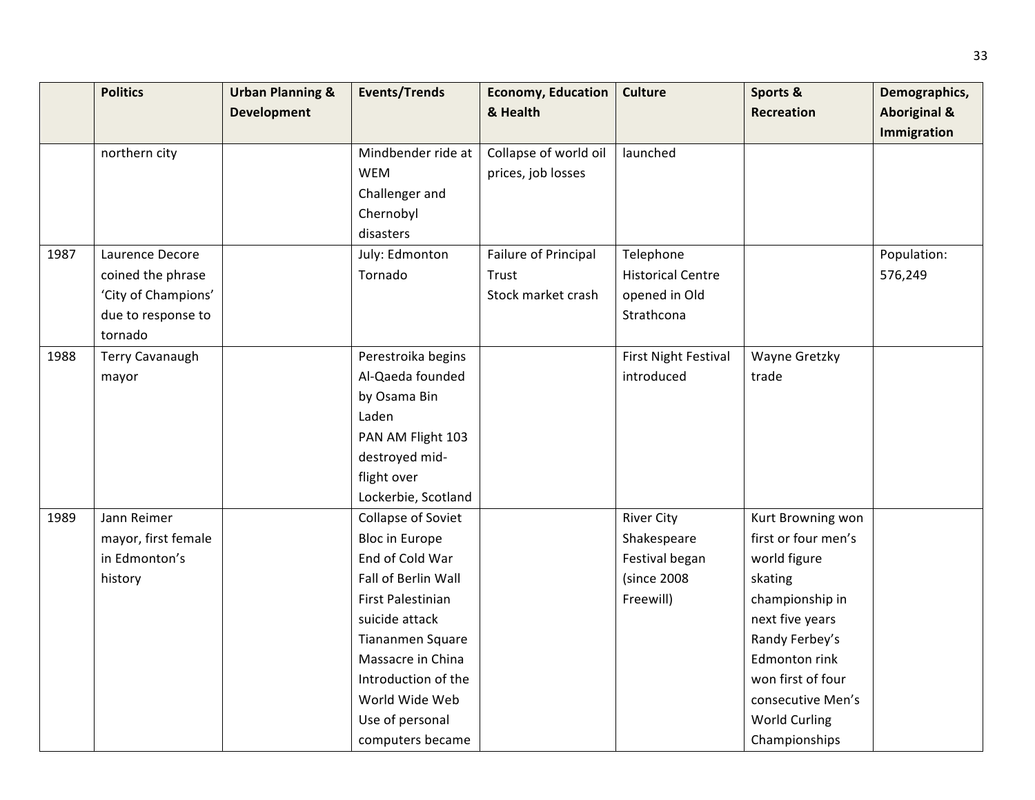| | Politics | Urban Planning & Development | Events/Trends | Economy, Education & Health | Culture | Sports & Recreation | Demographics, Aboriginal & Immigration |
|---|---|---|---|---|---|---|---|
| | northern city | | Mindbender ride at WEM<br>Challenger and Chernobyl disasters | Collapse of world oil prices, job losses | launched | | |
| 1987 | Laurence Decore coined the phrase 'City of Champions' due to response to tornado | | July: Edmonton Tornado | Failure of Principal Trust<br>Stock market crash | Telephone Historical Centre opened in Old Strathcona | | Population: 576,249 |
| 1988 | Terry Cavanaugh mayor | | Perestroika begins<br>Al-Qaeda founded by Osama Bin Laden<br>PAN AM Flight 103 destroyed mid-flight over Lockerbie, Scotland | | First Night Festival introduced | Wayne Gretzky trade | |
| 1989 | Jann Reimer mayor, first female in Edmonton's history | | Collapse of Soviet Bloc in Europe<br>End of Cold War<br>Fall of Berlin Wall<br>First Palestinian suicide attack<br>Tiananmen Square Massacre in China<br>Introduction of the World Wide Web<br>Use of personal computers became | | River City Shakespeare Festival began (since 2008 Freewill) | Kurt Browning won first or four men's world figure skating championship in next five years<br>Randy Ferbey's Edmonton rink won first of four consecutive Men's World Curling Championships | |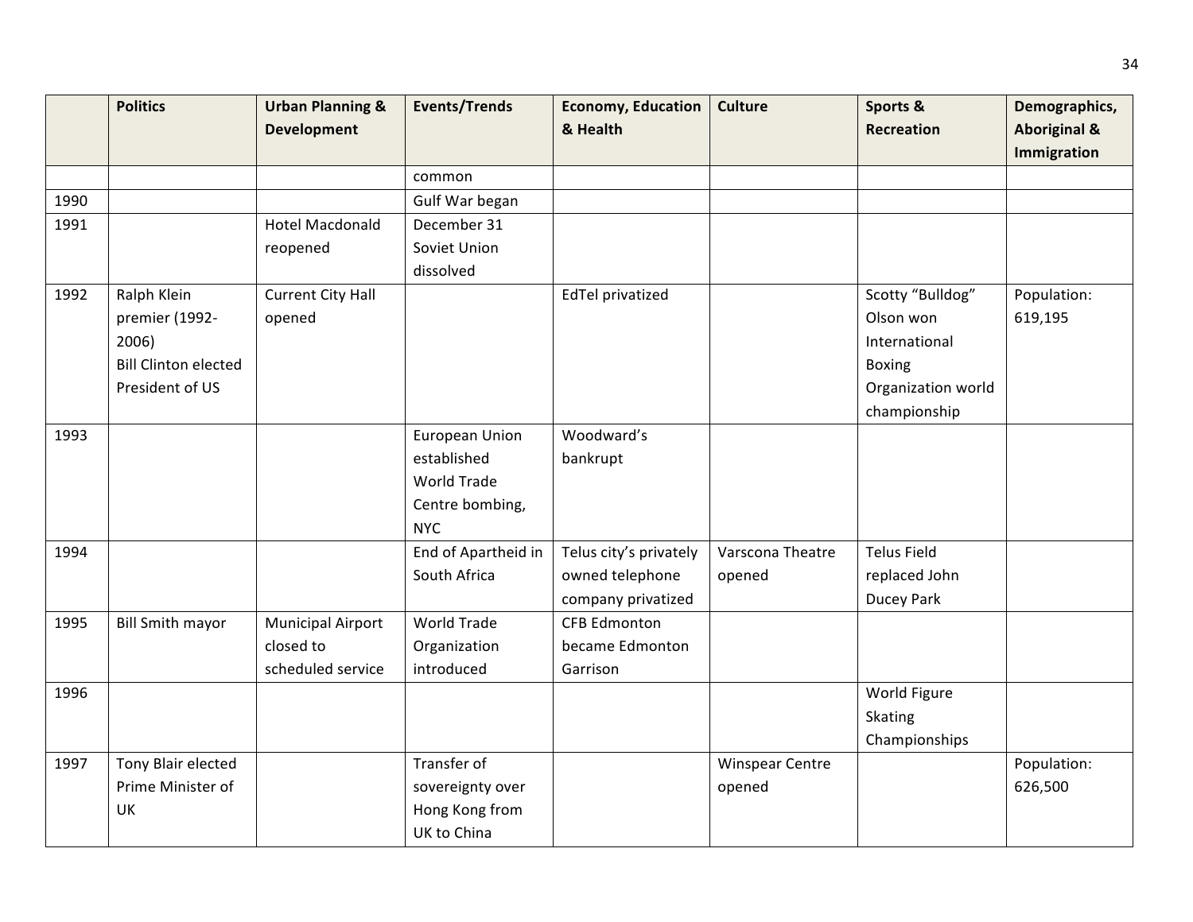| | Politics | Urban Planning & Development | Events/Trends | Economy, Education & Health | Culture | Sports & Recreation | Demographics, Aboriginal & Immigration |
|---|---|---|---|---|---|---|---|
| | | | common | | | | |
| 1990 | | | Gulf War began | | | | |
| 1991 | | Hotel Macdonald reopened | December 31 Soviet Union dissolved | | | | |
| 1992 | Ralph Klein premier (1992-2006)<br>Bill Clinton elected President of US | Current City Hall opened | | EdTel privatized | | Scotty "Bulldog" Olson won International Boxing Organization world championship | Population: 619,195 |
| 1993 | | | European Union established<br>World Trade Centre bombing, NYC | Woodward's bankrupt | | | |
| 1994 | | | End of Apartheid in South Africa | Telus city's privately owned telephone company privatized | Varscona Theatre opened | Telus Field replaced John Ducey Park | |
| 1995 | Bill Smith mayor | Municipal Airport closed to scheduled service | World Trade Organization introduced | CFB Edmonton became Edmonton Garrison | | | |
| 1996 | | | | | | World Figure Skating Championships | |
| 1997 | Tony Blair elected Prime Minister of UK | | Transfer of sovereignty over Hong Kong from UK to China | | Winspear Centre opened | | Population: 626,500 |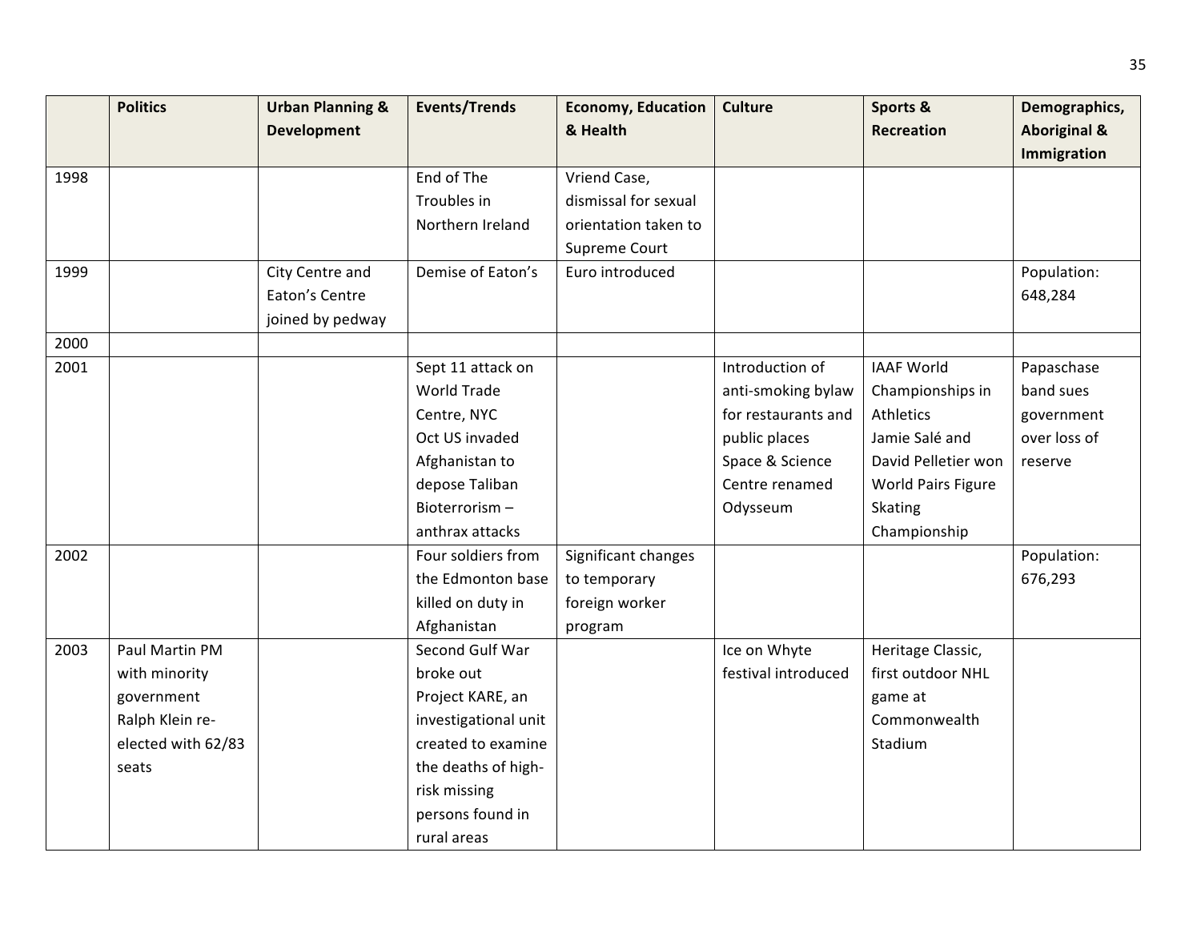| | Politics | Urban Planning & Development | Events/Trends | Economy, Education & Health | Culture | Sports & Recreation | Demographics, Aboriginal & Immigration |
|---|---|---|---|---|---|---|---|
| 1998 | | | End of The Troubles in Northern Ireland | Vriend Case, dismissal for sexual orientation taken to Supreme Court | | | |
| 1999 | | City Centre and Eaton's Centre joined by pedway | Demise of Eaton's | Euro introduced | | | Population: 648,284 |
| 2000 | | | | | | | |
| 2001 | | | Sept 11 attack on World Trade Centre, NYC<br>Oct US invaded Afghanistan to depose Taliban<br>Bioterrorism – anthrax attacks | | Introduction of anti-smoking bylaw for restaurants and public places<br>Space & Science Centre renamed Odysseum | IAAF World Championships in Athletics<br>Jamie Salé and David Pelletier won World Pairs Figure Skating Championship | Papaschase band sues government over loss of reserve |
| 2002 | | | Four soldiers from the Edmonton base killed on duty in Afghanistan | Significant changes to temporary foreign worker program | | | Population: 676,293 |
| 2003 | Paul Martin PM with minority government<br>Ralph Klein re-elected with 62/83 seats | | Second Gulf War broke out<br>Project KARE, an investigational unit created to examine the deaths of high-risk missing persons found in rural areas | | Ice on Whyte festival introduced | Heritage Classic, first outdoor NHL game at Commonwealth Stadium | |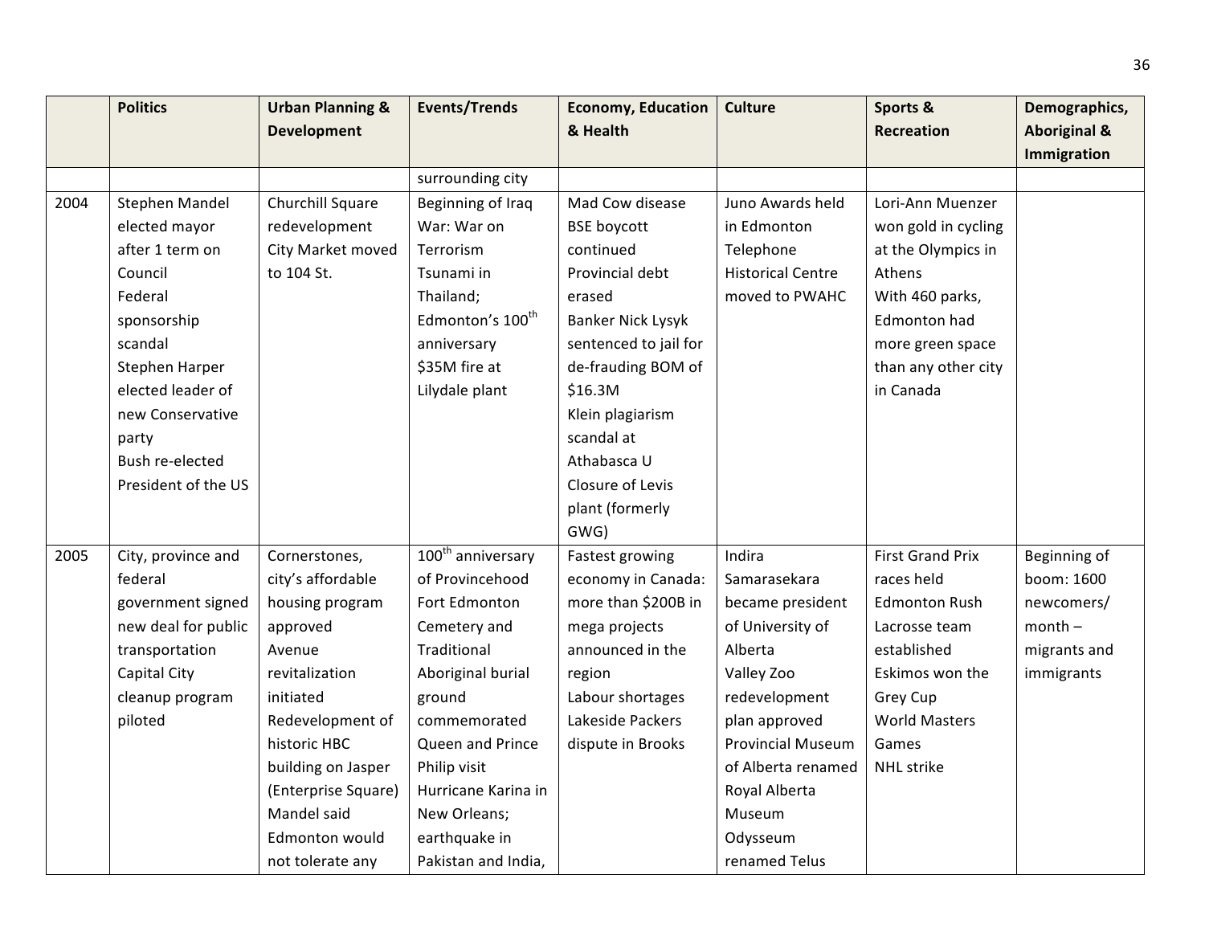| | Politics | Urban Planning & Development | Events/Trends | Economy, Education & Health | Culture | Sports & Recreation | Demographics, Aboriginal & Immigration |
|---|---|---|---|---|---|---|---|
| | | | surrounding city | | | | |
| 2004 | Stephen Mandel elected mayor after 1 term on Council<br>Federal sponsorship scandal<br>Stephen Harper elected leader of new Conservative party<br>Bush re-elected President of the US | Churchill Square redevelopment<br>City Market moved to 104 St. | Beginning of Iraq War: War on Terrorism<br>Tsunami in Thailand;<br>Edmonton's 100th anniversary<br>$35M fire at Lilydale plant | Mad Cow disease BSE boycott continued<br>Provincial debt erased<br>Banker Nick Lysyk sentenced to jail for de-frauding BOM of $16.3M<br>Klein plagiarism scandal at Athabasca U<br>Closure of Levis plant (formerly GWG) | Juno Awards held in Edmonton<br>Telephone Historical Centre moved to PWAHC | Lori-Ann Muenzer won gold in cycling at the Olympics in Athens<br>With 460 parks, Edmonton had more green space than any other city in Canada | |
| 2005 | City, province and federal government signed new deal for public transportation<br>Capital City cleanup program piloted | Cornerstones, city's affordable housing program approved<br>Avenue revitalization initiated<br>Redevelopment of historic HBC building on Jasper (Enterprise Square)<br>Mandel said Edmonton would not tolerate any | 100th anniversary of Provincehood<br>Fort Edmonton Cemetery and Traditional Aboriginal burial ground commemorated<br>Queen and Prince Philip visit<br>Hurricane Karina in New Orleans; earthquake in Pakistan and India, | Fastest growing economy in Canada: more than $200B in mega projects announced in the region<br>Labour shortages<br>Lakeside Packers dispute in Brooks | Indira Samarasekara became president of University of Alberta<br>Valley Zoo redevelopment plan approved<br>Provincial Museum of Alberta renamed Royal Alberta Museum<br>Odysseum renamed Telus | First Grand Prix races held<br>Edmonton Rush Lacrosse team established<br>Eskimos won the Grey Cup<br>World Masters Games<br>NHL strike | Beginning of boom: 1600 newcomers/ month – migrants and immigrants |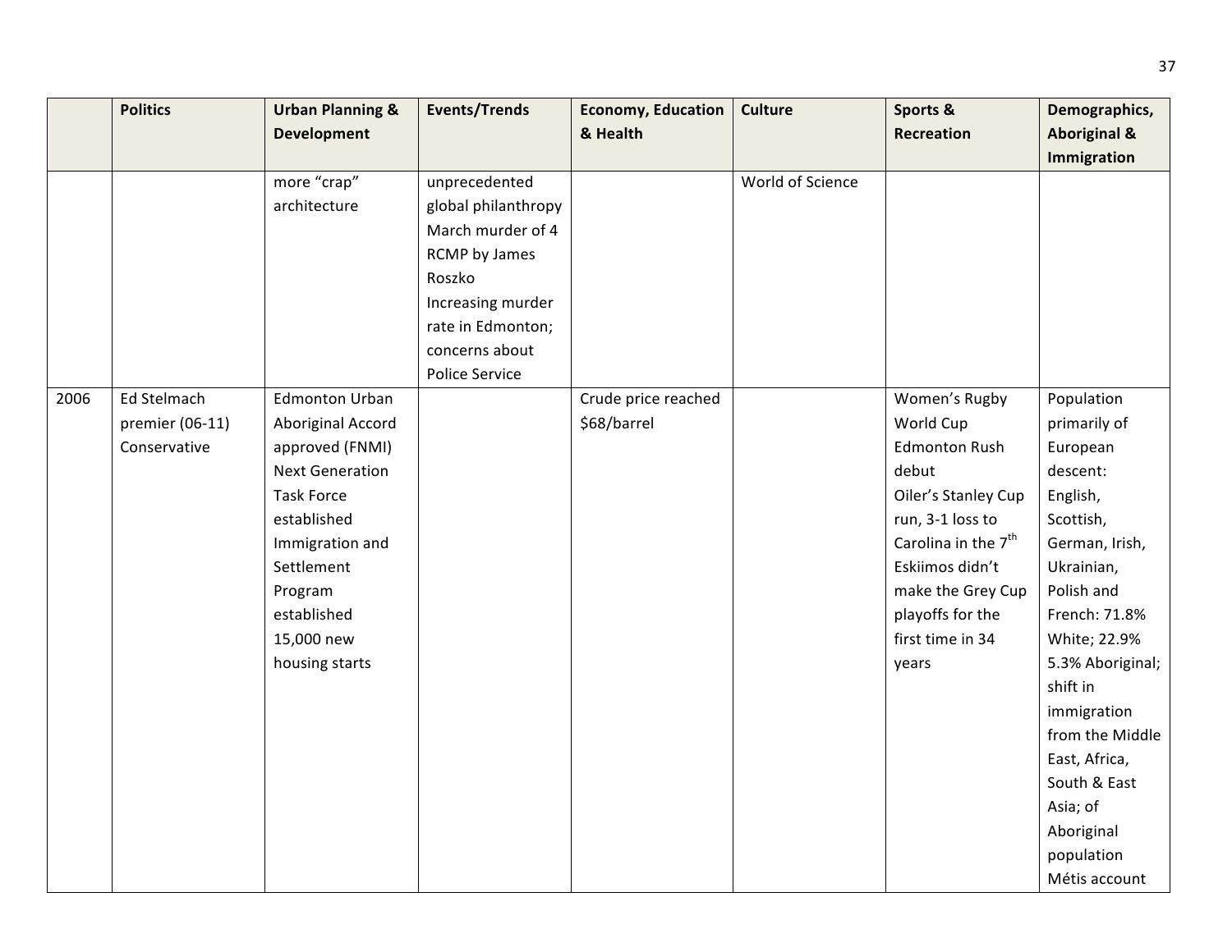| | Politics | Urban Planning & Development | Events/Trends | Economy, Education & Health | Culture | Sports & Recreation | Demographics, Aboriginal & Immigration |
|---|---|---|---|---|---|---|---|
| | | more "crap" architecture | unprecedented global philanthropy March murder of 4 RCMP by James Roszko Increasing murder rate in Edmonton; concerns about Police Service | | World of Science | | |
| 2006 | Ed Stelmach premier (06-11) Conservative | Edmonton Urban Aboriginal Accord approved (FNMI) Next Generation Task Force established Immigration and Settlement Program established 15,000 new housing starts | | Crude price reached $68/barrel | | Women's Rugby World Cup Edmonton Rush debut Oiler's Stanley Cup run, 3-1 loss to Carolina in the 7th Eskiimos didn't make the Grey Cup playoffs for the first time in 34 years | Population primarily of European descent: English, Scottish, German, Irish, Ukrainian, Polish and French: 71.8% White; 22.9% 5.3% Aboriginal; shift in immigration from the Middle East, Africa, South & East Asia; of Aboriginal population Métis account |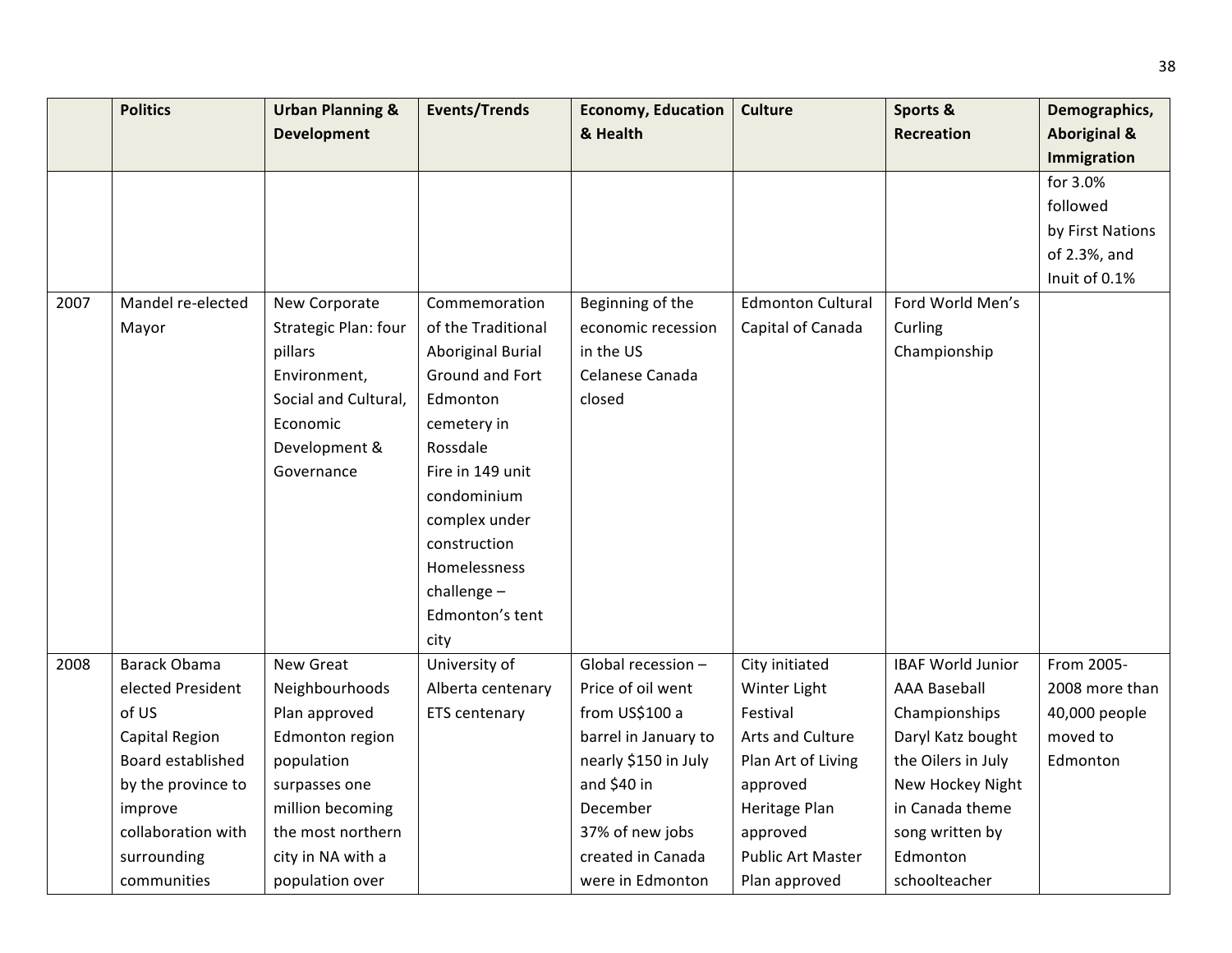|  | Politics | Urban Planning & Development | Events/Trends | Economy, Education & Health | Culture | Sports & Recreation | Demographics, Aboriginal & Immigration |
|---|---|---|---|---|---|---|---|
|  |  |  |  |  |  |  | for 3.0% followed by First Nations of 2.3%, and Inuit of 0.1% |
| 2007 | Mandel re-elected Mayor | New Corporate Strategic Plan: four pillars Environment, Social and Cultural, Economic Development & Governance | Commemoration of the Traditional Aboriginal Burial Ground and Fort Edmonton cemetery in Rossdale<br>Fire in 149 unit condominium complex under construction<br>Homelessness challenge – Edmonton's tent city | Beginning of the economic recession in the US<br>Celanese Canada closed | Edmonton Cultural Capital of Canada | Ford World Men's Curling Championship |  |
| 2008 | Barack Obama elected President of US<br>Capital Region Board established by the province to improve collaboration with surrounding communities | New Great Neighbourhoods Plan approved<br>Edmonton region population surpasses one million becoming the most northern city in NA with a population over | University of Alberta centenary<br>ETS centenary | Global recession – Price of oil went from US$100 a barrel in January to nearly $150 in July and $40 in December<br>37% of new jobs created in Canada were in Edmonton | City initiated Winter Light Festival<br>Arts and Culture Plan Art of Living approved<br>Heritage Plan approved<br>Public Art Master Plan approved | IBAF World Junior AAA Baseball Championships<br>Daryl Katz bought the Oilers in July<br>New Hockey Night in Canada theme song written by Edmonton schoolteacher | From 2005-2008 more than 40,000 people moved to Edmonton |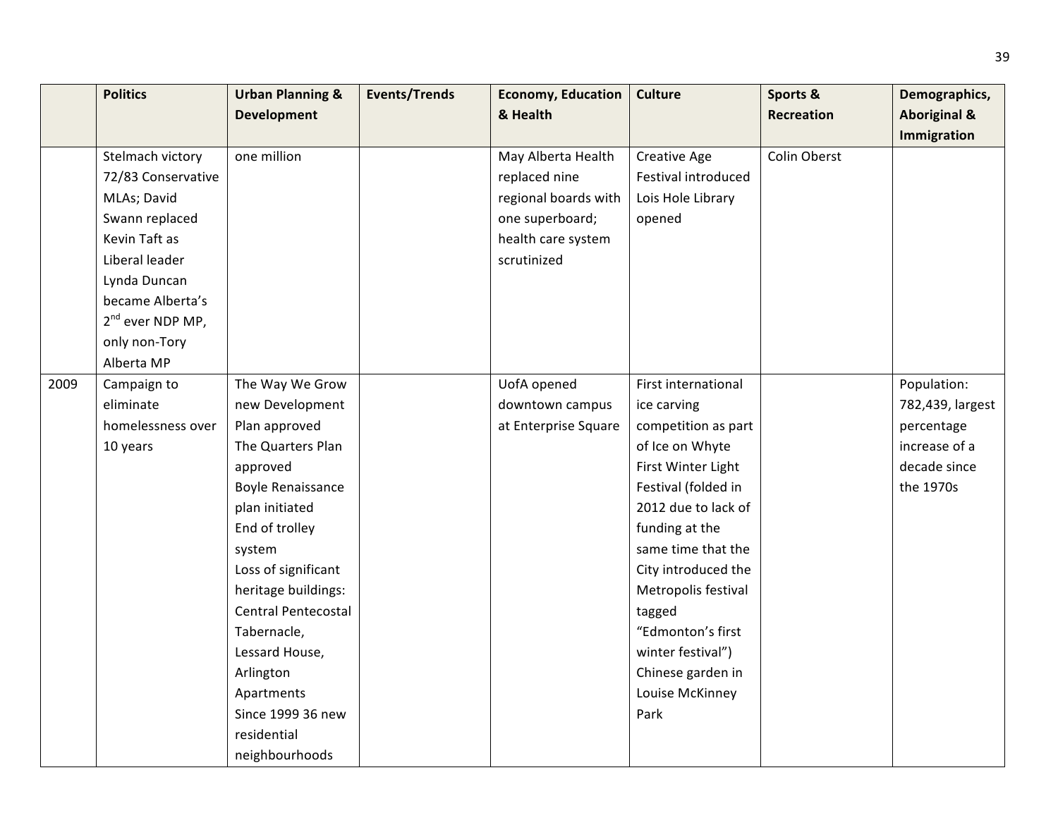|  | Politics | Urban Planning & Development | Events/Trends | Economy, Education & Health | Culture | Sports & Recreation | Demographics, Aboriginal & Immigration |
|---|---|---|---|---|---|---|---|
|  | Stelmach victory 72/83 Conservative MLAs; David Swann replaced Kevin Taft as Liberal leader<br>Lynda Duncan became Alberta's 2nd ever NDP MP, only non-Tory Alberta MP | one million |  | May Alberta Health replaced nine regional boards with one superboard; health care system scrutinized | Creative Age Festival introduced<br>Lois Hole Library opened | Colin Oberst |  |
| 2009 | Campaign to eliminate homelessness over 10 years | The Way We Grow new Development Plan approved<br>The Quarters Plan approved<br>Boyle Renaissance plan initiated<br>End of trolley system<br>Loss of significant heritage buildings: Central Pentecostal Tabernacle, Lessard House, Arlington Apartments<br>Since 1999 36 new residential neighbourhoods |  | UofA opened downtown campus at Enterprise Square | First international ice carving competition as part of Ice on Whyte<br>First Winter Light Festival (folded in 2012 due to lack of funding at the same time that the City introduced the Metropolis festival tagged "Edmonton's first winter festival")<br>Chinese garden in Louise McKinney Park |  | Population: 782,439, largest percentage increase of a decade since the 1970s |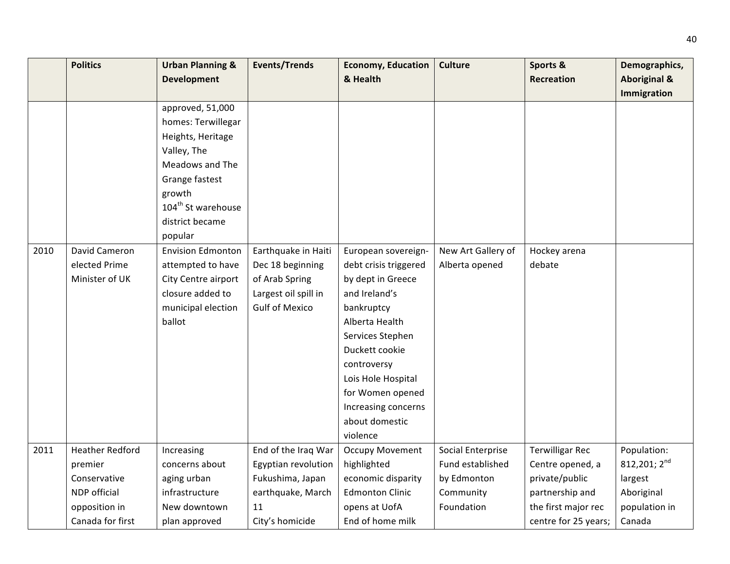| | Politics | Urban Planning & Development | Events/Trends | Economy, Education & Health | Culture | Sports & Recreation | Demographics, Aboriginal & Immigration |
|---|---|---|---|---|---|---|---|
| | | approved, 51,000 homes: Terwillegar Heights, Heritage Valley, The Meadows and The Grange fastest growth 104th St warehouse district became popular | | | | | |
| 2010 | David Cameron elected Prime Minister of UK | Envision Edmonton attempted to have City Centre airport closure added to municipal election ballot | Earthquake in Haiti Dec 18 beginning of Arab Spring Largest oil spill in Gulf of Mexico | European sovereign-debt crisis triggered by dept in Greece and Ireland's bankruptcy Alberta Health Services Stephen Duckett cookie controversy Lois Hole Hospital for Women opened Increasing concerns about domestic violence | New Art Gallery of Alberta opened | Hockey arena debate | |
| 2011 | Heather Redford premier Conservative NDP official opposition in Canada for first | Increasing concerns about aging urban infrastructure New downtown plan approved | End of the Iraq War Egyptian revolution Fukushima, Japan earthquake, March 11 City's homicide | Occupy Movement highlighted economic disparity Edmonton Clinic opens at UofA End of home milk | Social Enterprise Fund established by Edmonton Community Foundation | Terwilligar Rec Centre opened, a private/public partnership and the first major rec centre for 25 years; | Population: 812,201; 2nd largest Aboriginal population in Canada |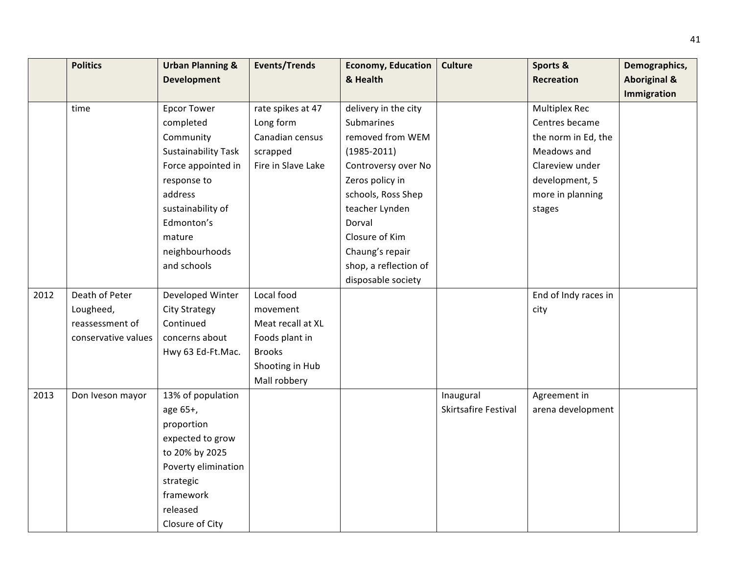| | Politics | Urban Planning & Development | Events/Trends | Economy, Education & Health | Culture | Sports & Recreation | Demographics, Aboriginal & Immigration |
|---|---|---|---|---|---|---|---|
| | time | Epcor Tower completed<br>Community Sustainability Task Force appointed in response to address sustainability of Edmonton's mature neighbourhoods and schools | rate spikes at 47<br>Long form Canadian census scrapped<br>Fire in Slave Lake | delivery in the city<br>Submarines removed from WEM (1985-2011)<br>Controversy over No Zeros policy in schools, Ross Shep teacher Lynden Dorval<br>Closure of Kim Chaung's repair shop, a reflection of disposable society | | Multiplex Rec Centres became the norm in Ed, the Meadows and Clareview under development, 5 more in planning stages | |
| 2012 | Death of Peter Lougheed, reassessment of conservative values | Developed Winter City Strategy<br>Continued concerns about Hwy 63 Ed-Ft.Mac. | Local food movement<br>Meat recall at XL Foods plant in Brooks<br>Shooting in Hub Mall robbery | | | End of Indy races in city | |
| 2013 | Don Iveson mayor | 13% of population age 65+, proportion expected to grow to 20% by 2025<br>Poverty elimination strategic framework released<br>Closure of City | | | Inaugural Skirtsafire Festival | Agreement in arena development | |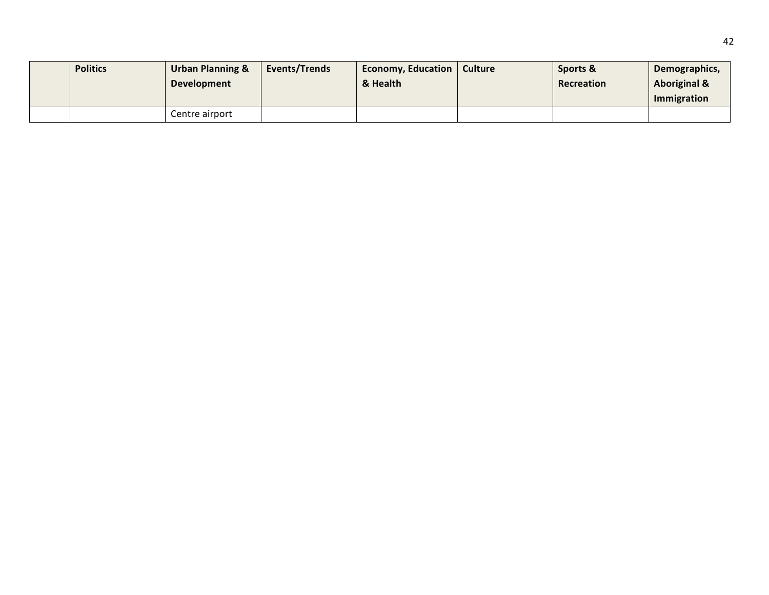| | Politics | Urban Planning & Development | Events/Trends | Economy, Education & Health | Culture | Sports & Recreation | Demographics, Aboriginal & Immigration |
|---|---|---|---|---|---|---|---|
| | | Centre airport | | | | | |